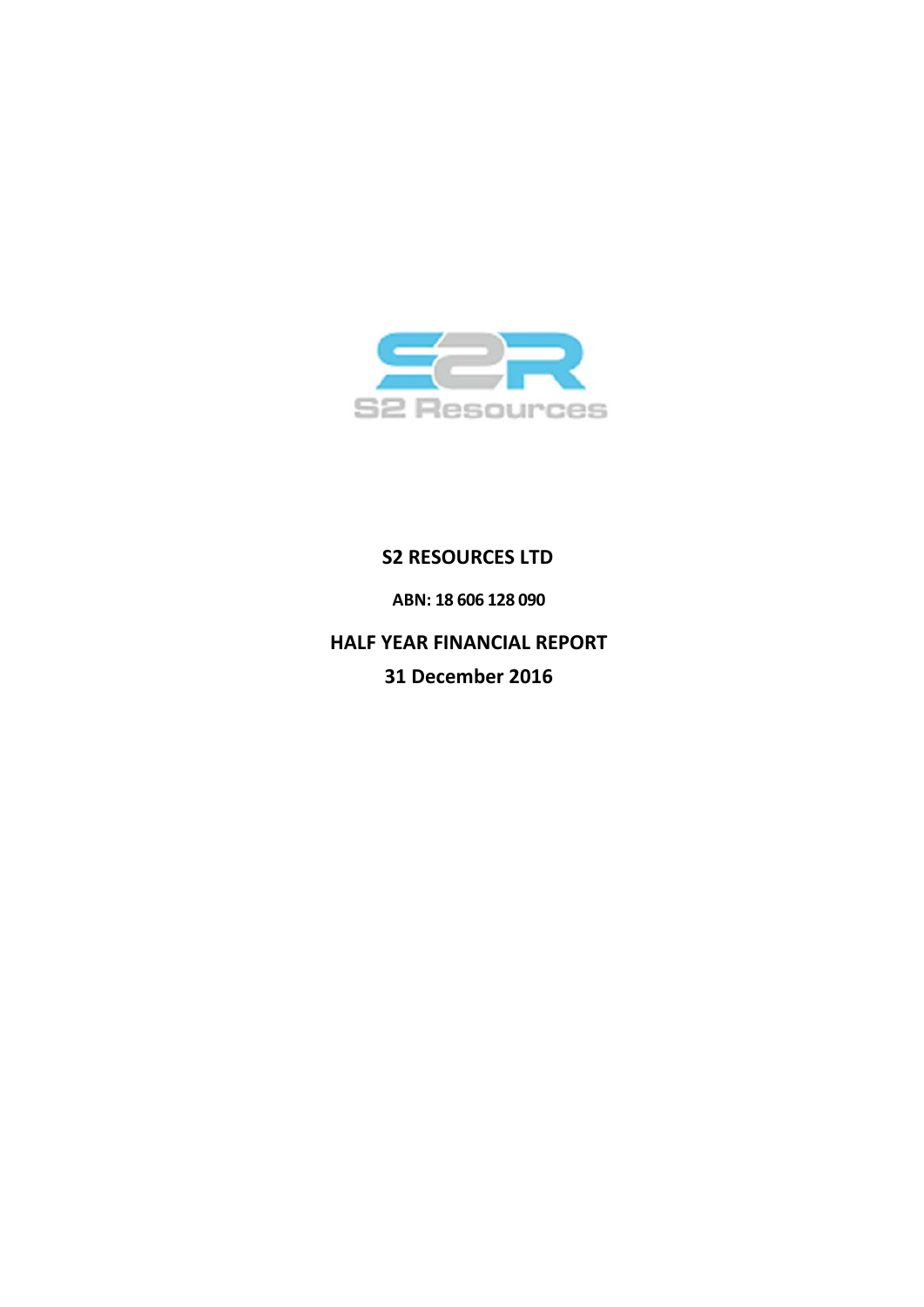S2 Resources

# S2 RESOURCES LTD

**ABN: 18 606 128 090**

## HALF YEAR FINANCIAL REPORT

## 31 December 2016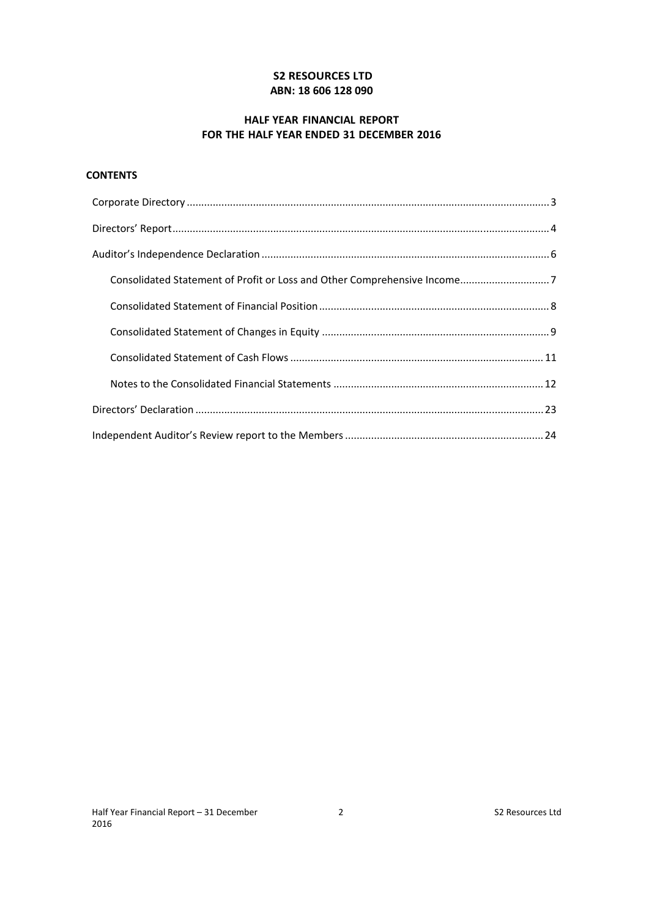**S2 RESOURCES LTD**
**ABN: 18 606 128 090**

**HALF YEAR FINANCIAL REPORT**
**FOR THE HALF YEAR ENDED 31 DECEMBER 2016**

**CONTENTS**

Corporate Directory ........................................................................ 3

Directors' Report ............................................................................ 4

Auditor's Independence Declaration ................................................ 6

- Consolidated Statement of Profit or Loss and Other Comprehensive Income ............ 7
- Consolidated Statement of Financial Position ............................................ 8
- Consolidated Statement of Changes in Equity ........................................... 9
- Consolidated Statement of Cash Flows ................................................... 11
- Notes to the Consolidated Financial Statements ....................................... 12

Directors' Declaration ..................................................................... 23

Independent Auditor's Review report to the Members ...................................... 24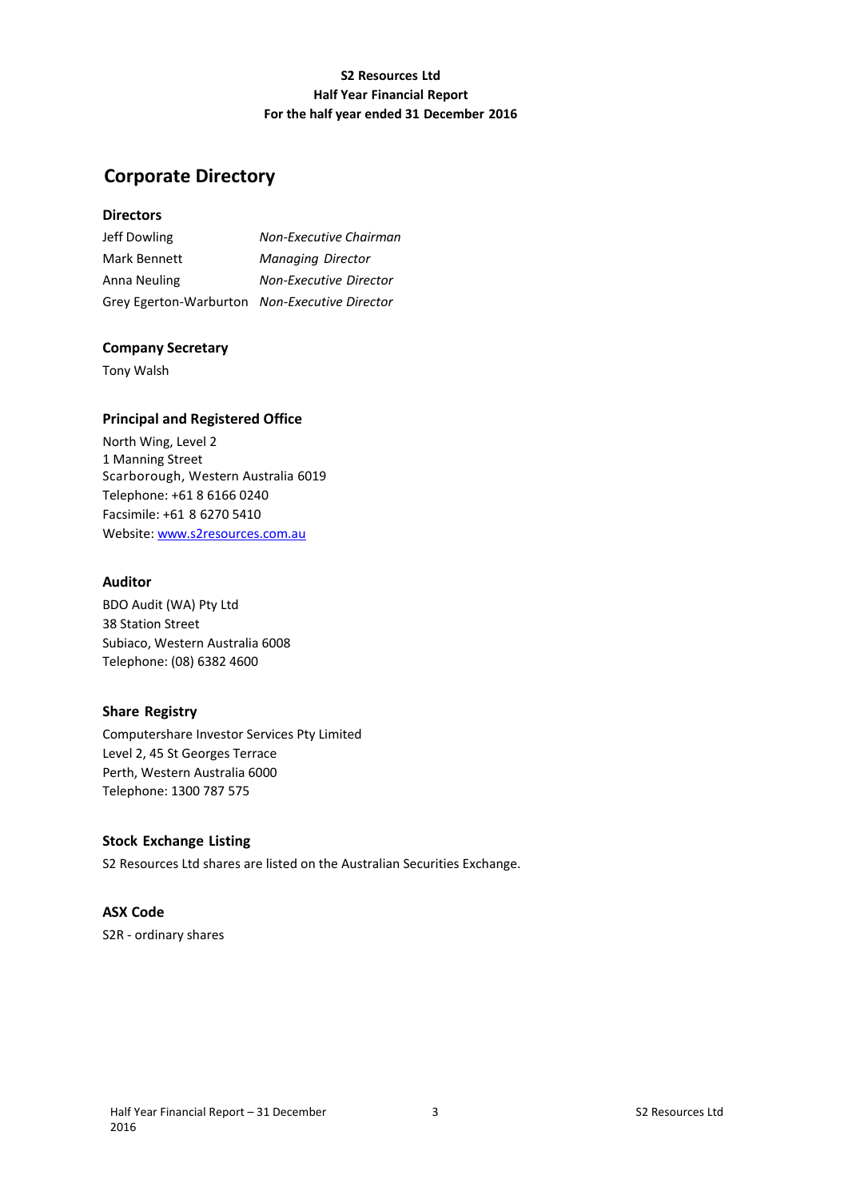**S2 Resources Ltd**
**Half Year Financial Report**
**For the half year ended 31 December 2016**

# Corporate Directory

### Directors

| | |
|---|---|
| Jeff Dowling | *Non-Executive Chairman* |
| Mark Bennett | *Managing Director* |
| Anna Neuling | *Non-Executive Director* |
| Grey Egerton-Warburton | *Non-Executive Director* |

### Company Secretary

Tony Walsh

### Principal and Registered Office

North Wing, Level 2
1 Manning Street
Scarborough, Western Australia 6019
Telephone: +61 8 6166 0240
Facsimile: +61 8 6270 5410
Website: www.s2resources.com.au

### Auditor

BDO Audit (WA) Pty Ltd
38 Station Street
Subiaco, Western Australia 6008
Telephone: (08) 6382 4600

### Share Registry

Computershare Investor Services Pty Limited
Level 2, 45 St Georges Terrace
Perth, Western Australia 6000
Telephone: 1300 787 575

### Stock Exchange Listing

S2 Resources Ltd shares are listed on the Australian Securities Exchange.

### ASX Code

S2R - ordinary shares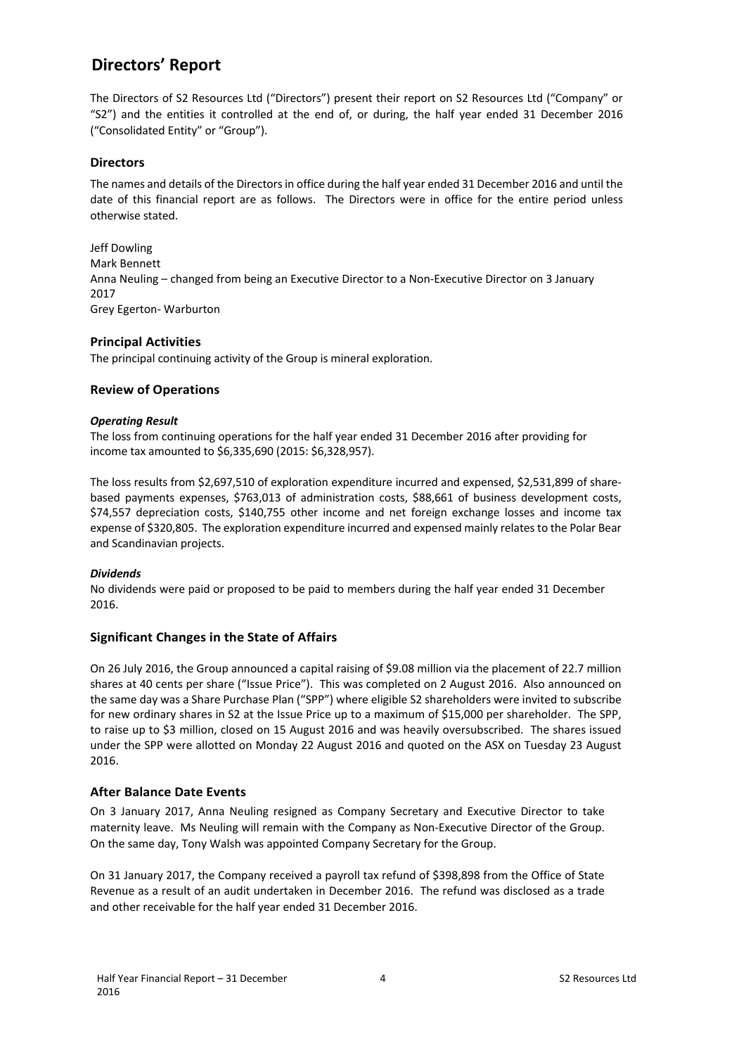# Directors' Report

The Directors of S2 Resources Ltd ("Directors") present their report on S2 Resources Ltd ("Company" or "S2") and the entities it controlled at the end of, or during, the half year ended 31 December 2016 ("Consolidated Entity" or "Group").

## Directors

The names and details of the Directors in office during the half year ended 31 December 2016 and until the date of this financial report are as follows. The Directors were in office for the entire period unless otherwise stated.

Jeff Dowling
Mark Bennett
Anna Neuling – changed from being an Executive Director to a Non-Executive Director on 3 January 2017
Grey Egerton- Warburton

## Principal Activities

The principal continuing activity of the Group is mineral exploration.

## Review of Operations

***Operating Result***

The loss from continuing operations for the half year ended 31 December 2016 after providing for income tax amounted to $6,335,690 (2015: $6,328,957).

The loss results from $2,697,510 of exploration expenditure incurred and expensed, $2,531,899 of share-based payments expenses, $763,013 of administration costs, $88,661 of business development costs, $74,557 depreciation costs, $140,755 other income and net foreign exchange losses and income tax expense of $320,805. The exploration expenditure incurred and expensed mainly relates to the Polar Bear and Scandinavian projects.

***Dividends***

No dividends were paid or proposed to be paid to members during the half year ended 31 December 2016.

## Significant Changes in the State of Affairs

On 26 July 2016, the Group announced a capital raising of $9.08 million via the placement of 22.7 million shares at 40 cents per share ("Issue Price"). This was completed on 2 August 2016. Also announced on the same day was a Share Purchase Plan ("SPP") where eligible S2 shareholders were invited to subscribe for new ordinary shares in S2 at the Issue Price up to a maximum of $15,000 per shareholder. The SPP, to raise up to $3 million, closed on 15 August 2016 and was heavily oversubscribed. The shares issued under the SPP were allotted on Monday 22 August 2016 and quoted on the ASX on Tuesday 23 August 2016.

## After Balance Date Events

On 3 January 2017, Anna Neuling resigned as Company Secretary and Executive Director to take maternity leave. Ms Neuling will remain with the Company as Non-Executive Director of the Group. On the same day, Tony Walsh was appointed Company Secretary for the Group.

On 31 January 2017, the Company received a payroll tax refund of $398,898 from the Office of State Revenue as a result of an audit undertaken in December 2016. The refund was disclosed as a trade and other receivable for the half year ended 31 December 2016.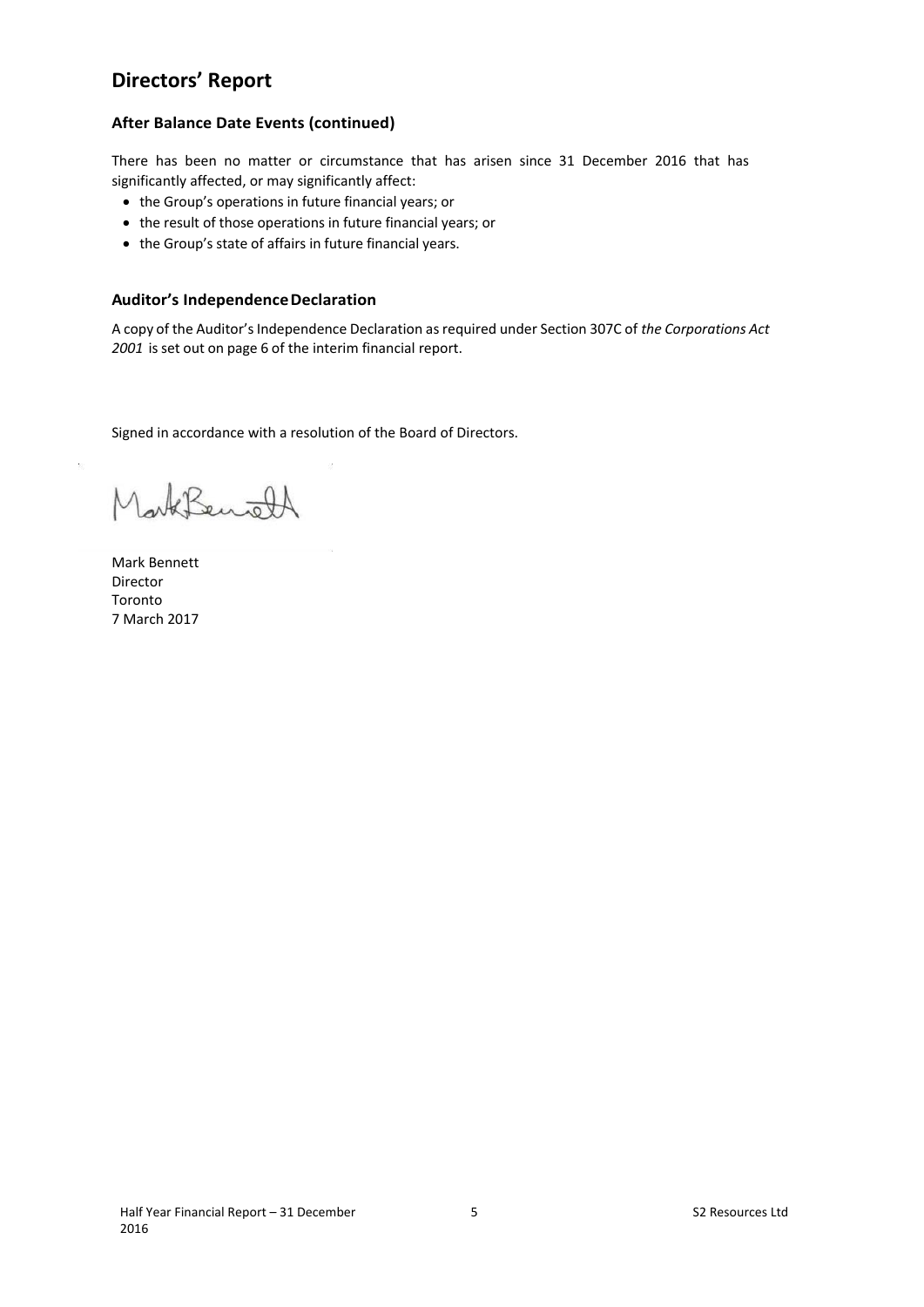# Directors' Report

### After Balance Date Events (continued)

There has been no matter or circumstance that has arisen since 31 December 2016 that has significantly affected, or may significantly affect:

- the Group's operations in future financial years; or
- the result of those operations in future financial years; or
- the Group's state of affairs in future financial years.

### Auditor's Independence Declaration

A copy of the Auditor's Independence Declaration as required under Section 307C of *the Corporations Act 2001* is set out on page 6 of the interim financial report.

Signed in accordance with a resolution of the Board of Directors.

Mark Bennett
Director
Toronto
7 March 2017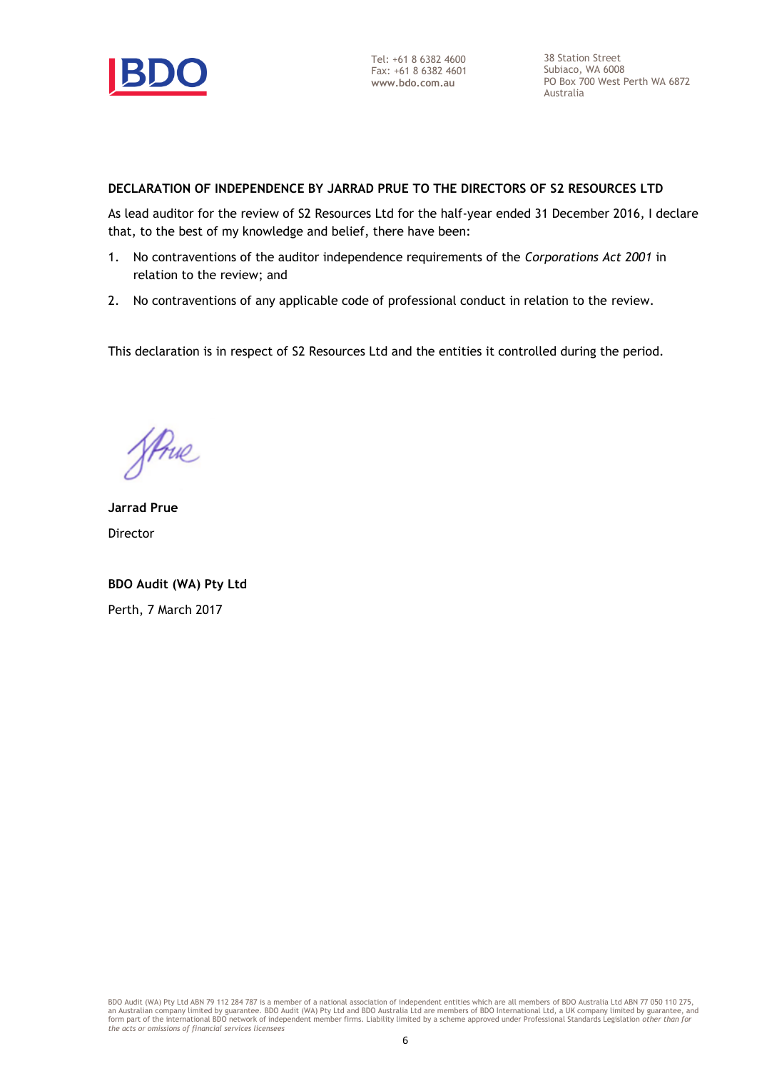Tel: +61 8 6382 4600
Fax: +61 8 6382 4601
**www.bdo.com.au**

38 Station Street
Subiaco, WA 6008
PO Box 700 West Perth WA 6872
Australia

**DECLARATION OF INDEPENDENCE BY JARRAD PRUE TO THE DIRECTORS OF S2 RESOURCES LTD**

As lead auditor for the review of S2 Resources Ltd for the half-year ended 31 December 2016, I declare that, to the best of my knowledge and belief, there have been:

1. No contraventions of the auditor independence requirements of the *Corporations Act 2001* in relation to the review; and
2. No contraventions of any applicable code of professional conduct in relation to the review.

This declaration is in respect of S2 Resources Ltd and the entities it controlled during the period.

**Jarrad Prue**

Director

**BDO Audit (WA) Pty Ltd**

Perth, 7 March 2017

BDO Audit (WA) Pty Ltd ABN 79 112 284 787 is a member of a national association of independent entities which are all members of BDO Australia Ltd ABN 77 050 110 275, an Australian company limited by guarantee. BDO Audit (WA) Pty Ltd and BDO Australia Ltd are members of BDO International Ltd, a UK company limited by guarantee, and form part of the international BDO network of independent member firms. Liability limited by a scheme approved under Professional Standards Legislation *other than for the acts or omissions of financial services licensees*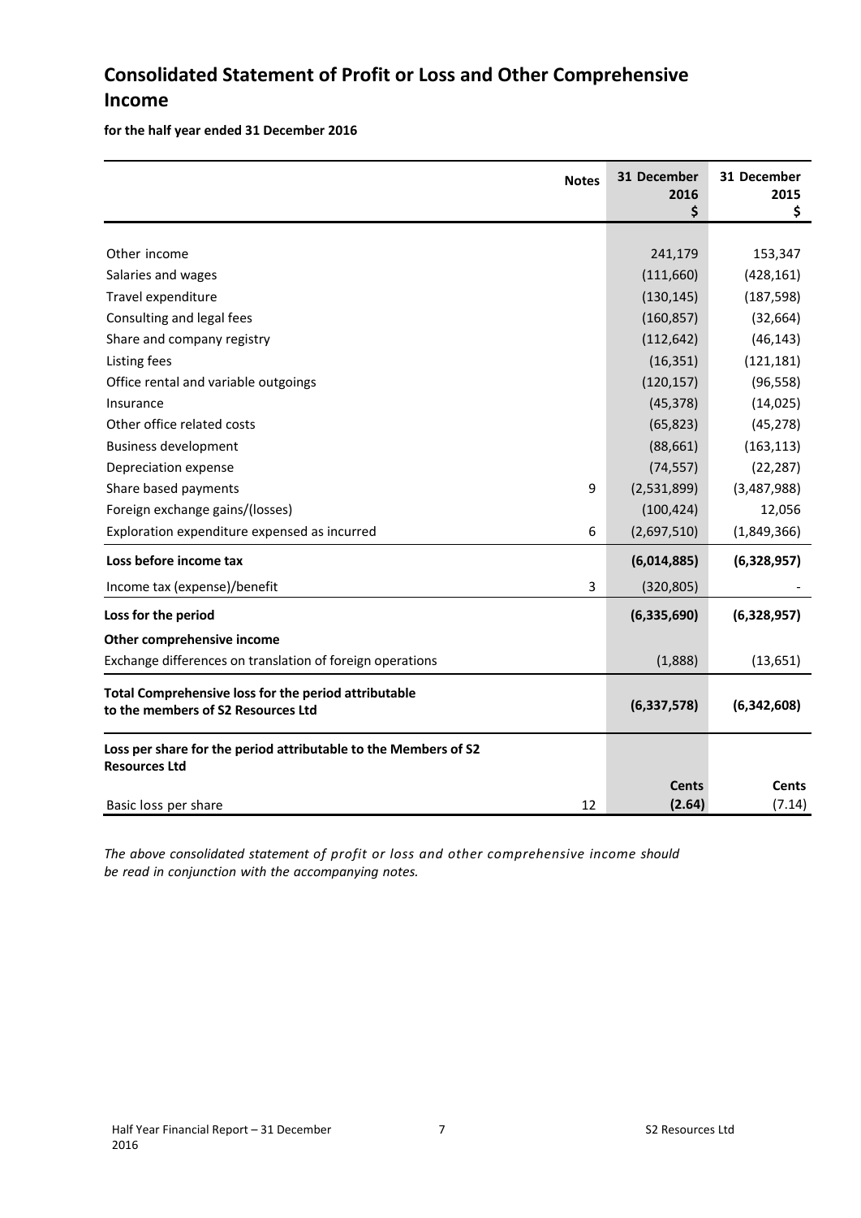# Consolidated Statement of Profit or Loss and Other Comprehensive Income

**for the half year ended 31 December 2016**

| | Notes | 31 December 2016 $ | 31 December 2015 $ |
|---|---|---|---|
| Other income | | 241,179 | 153,347 |
| Salaries and wages | | (111,660) | (428,161) |
| Travel expenditure | | (130,145) | (187,598) |
| Consulting and legal fees | | (160,857) | (32,664) |
| Share and company registry | | (112,642) | (46,143) |
| Listing fees | | (16,351) | (121,181) |
| Office rental and variable outgoings | | (120,157) | (96,558) |
| Insurance | | (45,378) | (14,025) |
| Other office related costs | | (65,823) | (45,278) |
| Business development | | (88,661) | (163,113) |
| Depreciation expense | | (74,557) | (22,287) |
| Share based payments | 9 | (2,531,899) | (3,487,988) |
| Foreign exchange gains/(losses) | | (100,424) | 12,056 |
| Exploration expenditure expensed as incurred | 6 | (2,697,510) | (1,849,366) |
| **Loss before income tax** | | **(6,014,885)** | **(6,328,957)** |
| Income tax (expense)/benefit | 3 | (320,805) | - |
| **Loss for the period** | | **(6,335,690)** | **(6,328,957)** |
| **Other comprehensive income** | | | |
| Exchange differences on translation of foreign operations | | (1,888) | (13,651) |
| **Total Comprehensive loss for the period attributable to the members of S2 Resources Ltd** | | **(6,337,578)** | **(6,342,608)** |
| **Loss per share for the period attributable to the Members of S2 Resources Ltd** | | | |
| | | **Cents** | **Cents** |
| Basic loss per share | 12 | **(2.64)** | (7.14) |

*The above consolidated statement of profit or loss and other comprehensive income should be read in conjunction with the accompanying notes.*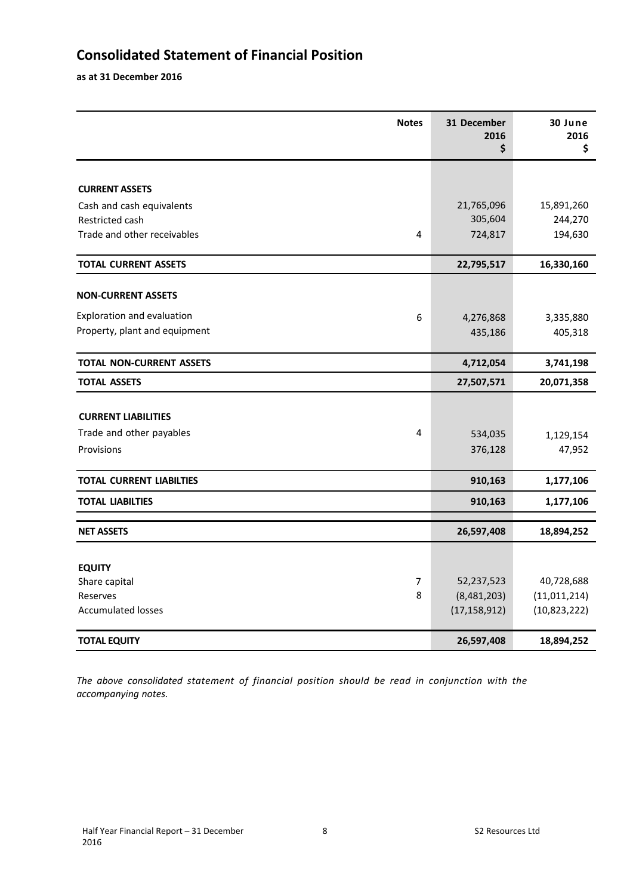# Consolidated Statement of Financial Position

**as at 31 December 2016**

| | Notes | 31 December 2016 $ | 30 June 2016 $ |
|---|---|---|---|
| **CURRENT ASSETS** | | | |
| Cash and cash equivalents | | 21,765,096 | 15,891,260 |
| Restricted cash | | 305,604 | 244,270 |
| Trade and other receivables | 4 | 724,817 | 194,630 |
| **TOTAL CURRENT ASSETS** | | **22,795,517** | **16,330,160** |
| **NON-CURRENT ASSETS** | | | |
| Exploration and evaluation | 6 | 4,276,868 | 3,335,880 |
| Property, plant and equipment | | 435,186 | 405,318 |
| **TOTAL NON-CURRENT ASSETS** | | **4,712,054** | **3,741,198** |
| **TOTAL ASSETS** | | **27,507,571** | **20,071,358** |
| **CURRENT LIABILITIES** | | | |
| Trade and other payables | 4 | 534,035 | 1,129,154 |
| Provisions | | 376,128 | 47,952 |
| **TOTAL CURRENT LIABILTIES** | | **910,163** | **1,177,106** |
| **TOTAL LIABILTIES** | | **910,163** | **1,177,106** |
| **NET ASSETS** | | **26,597,408** | **18,894,252** |
| **EQUITY** | | | |
| Share capital | 7 | 52,237,523 | 40,728,688 |
| Reserves | 8 | (8,481,203) | (11,011,214) |
| Accumulated losses | | (17,158,912) | (10,823,222) |
| **TOTAL EQUITY** | | **26,597,408** | **18,894,252** |

*The above consolidated statement of financial position should be read in conjunction with the accompanying notes.*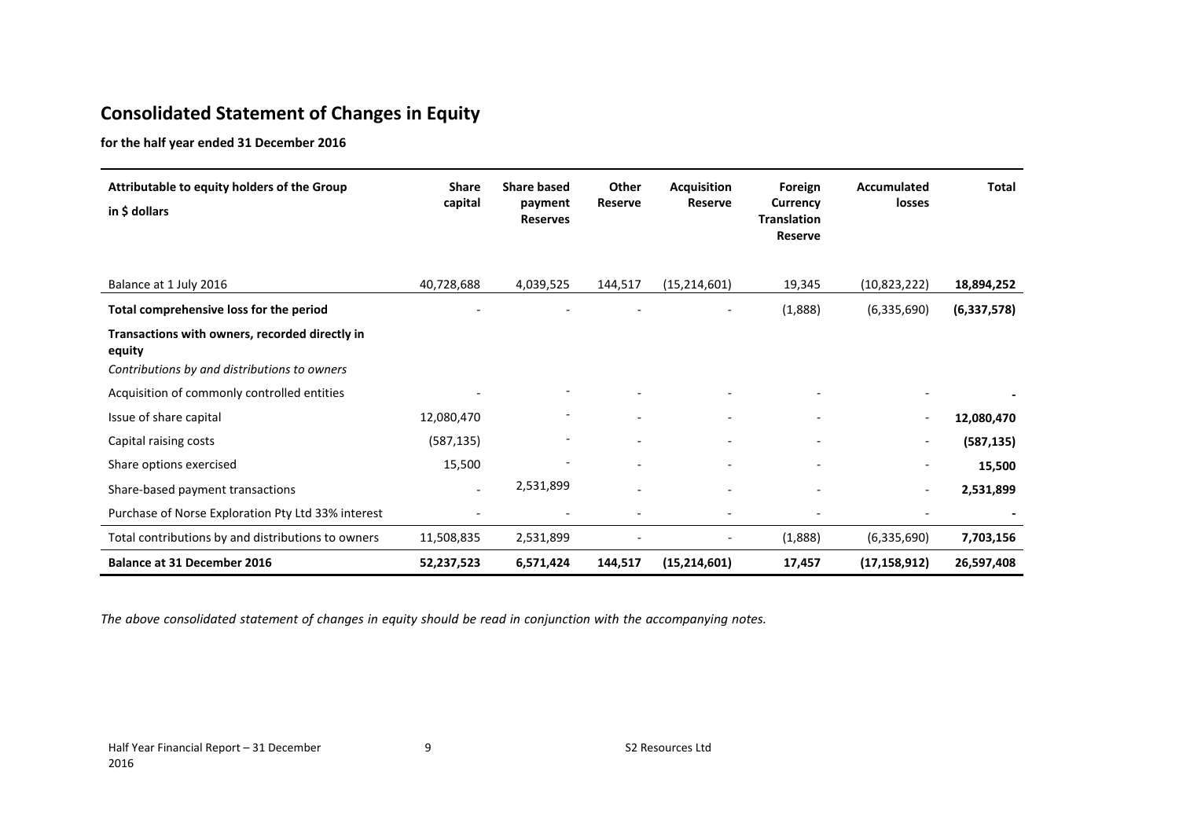# Consolidated Statement of Changes in Equity

**for the half year ended 31 December 2016**

| Attributable to equity holders of the Group<br>in $ dollars | Share capital | Share based payment Reserves | Other Reserve | Acquisition Reserve | Foreign Currency Translation Reserve | Accumulated losses | Total |
|---|---|---|---|---|---|---|---|
| Balance at 1 July 2016 | 40,728,688 | 4,039,525 | 144,517 | (15,214,601) | 19,345 | (10,823,222) | **18,894,252** |
| **Total comprehensive loss for the period** | - | - | - | - | (1,888) | (6,335,690) | **(6,337,578)** |
| **Transactions with owners, recorded directly in equity** | | | | | | | |
| *Contributions by and distributions to owners* | | | | | | | |
| Acquisition of commonly controlled entities | - | - | - | - | - | - | **-** |
| Issue of share capital | 12,080,470 | - | - | - | - | - | **12,080,470** |
| Capital raising costs | (587,135) | - | - | - | - | - | **(587,135)** |
| Share options exercised | 15,500 | - | - | - | - | - | **15,500** |
| Share-based payment transactions | - | 2,531,899 | - | - | - | - | **2,531,899** |
| Purchase of Norse Exploration Pty Ltd 33% interest | - | - | - | - | - | - | **-** |
| Total contributions by and distributions to owners | 11,508,835 | 2,531,899 | - | - | (1,888) | (6,335,690) | **7,703,156** |
| **Balance at 31 December 2016** | **52,237,523** | **6,571,424** | **144,517** | **(15,214,601)** | **17,457** | **(17,158,912)** | **26,597,408** |

*The above consolidated statement of changes in equity should be read in conjunction with the accompanying notes.*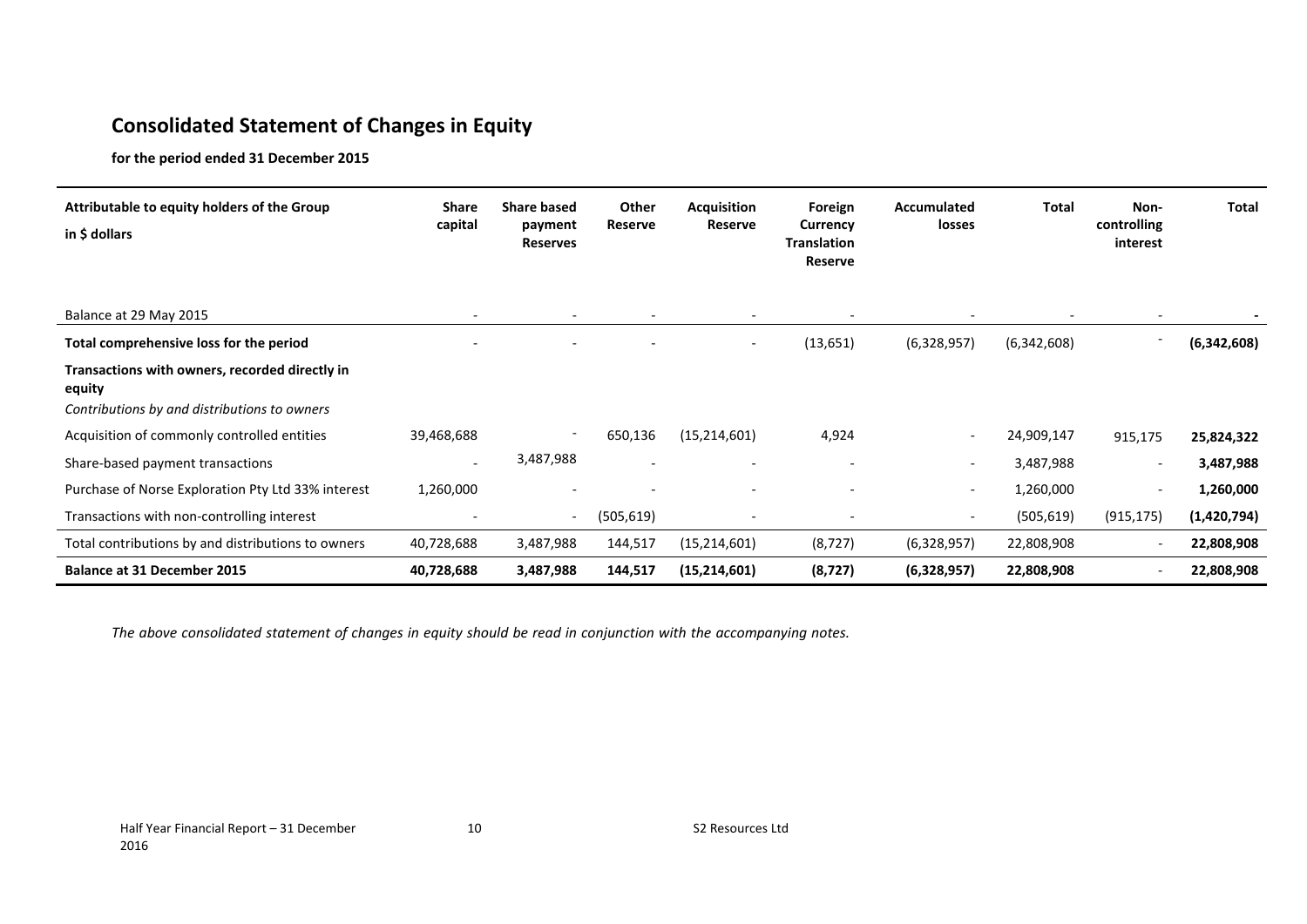# Consolidated Statement of Changes in Equity

**for the period ended 31 December 2015**

| Attributable to equity holders of the Group<br>in $ dollars | Share capital | Share based payment Reserves | Other Reserve | Acquisition Reserve | Foreign Currency Translation Reserve | Accumulated losses | Total | Non-controlling interest | Total |
|---|---|---|---|---|---|---|---|---|---|
| Balance at 29 May 2015 | - | - | - | - | - | - | - | - | - |
| **Total comprehensive loss for the period** | - | - | - | - | (13,651) | (6,328,957) | (6,342,608) | - | **(6,342,608)** |
| **Transactions with owners, recorded directly in equity** | | | | | | | | | |
| *Contributions by and distributions to owners* | | | | | | | | | |
| Acquisition of commonly controlled entities | 39,468,688 | - | 650,136 | (15,214,601) | 4,924 | - | 24,909,147 | 915,175 | **25,824,322** |
| Share-based payment transactions | - | 3,487,988 | - | - | - | - | 3,487,988 | - | **3,487,988** |
| Purchase of Norse Exploration Pty Ltd 33% interest | 1,260,000 | - | - | - | - | - | 1,260,000 | - | **1,260,000** |
| Transactions with non-controlling interest | - | - | (505,619) | - | - | - | (505,619) | (915,175) | **(1,420,794)** |
| Total contributions by and distributions to owners | 40,728,688 | 3,487,988 | 144,517 | (15,214,601) | (8,727) | (6,328,957) | 22,808,908 | - | **22,808,908** |
| **Balance at 31 December 2015** | **40,728,688** | **3,487,988** | **144,517** | **(15,214,601)** | **(8,727)** | **(6,328,957)** | **22,808,908** | - | **22,808,908** |

*The above consolidated statement of changes in equity should be read in conjunction with the accompanying notes.*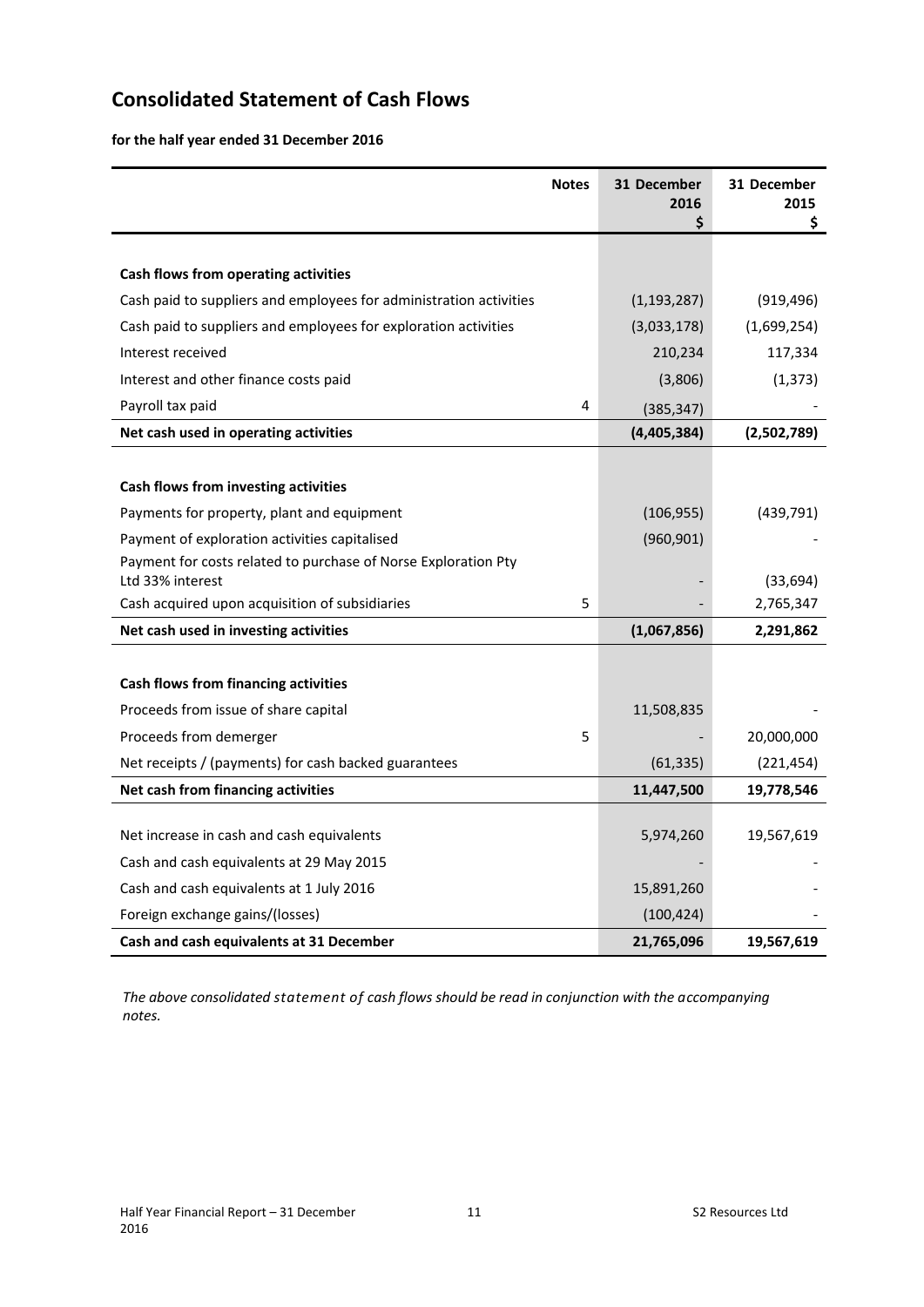# Consolidated Statement of Cash Flows

**for the half year ended 31 December 2016**

| | Notes | 31 December 2016 $ | 31 December 2015 $ |
|---|---|---|---|
| **Cash flows from operating activities** | | | |
| Cash paid to suppliers and employees for administration activities | | (1,193,287) | (919,496) |
| Cash paid to suppliers and employees for exploration activities | | (3,033,178) | (1,699,254) |
| Interest received | | 210,234 | 117,334 |
| Interest and other finance costs paid | | (3,806) | (1,373) |
| Payroll tax paid | 4 | (385,347) | - |
| **Net cash used in operating activities** | | **(4,405,384)** | **(2,502,789)** |
| **Cash flows from investing activities** | | | |
| Payments for property, plant and equipment | | (106,955) | (439,791) |
| Payment of exploration activities capitalised | | (960,901) | - |
| Payment for costs related to purchase of Norse Exploration Pty Ltd 33% interest | | - | (33,694) |
| Cash acquired upon acquisition of subsidiaries | 5 | - | 2,765,347 |
| **Net cash used in investing activities** | | **(1,067,856)** | **2,291,862** |
| **Cash flows from financing activities** | | | |
| Proceeds from issue of share capital | | 11,508,835 | - |
| Proceeds from demerger | 5 | - | 20,000,000 |
| Net receipts / (payments) for cash backed guarantees | | (61,335) | (221,454) |
| **Net cash from financing activities** | | **11,447,500** | **19,778,546** |
| Net increase in cash and cash equivalents | | 5,974,260 | 19,567,619 |
| Cash and cash equivalents at 29 May 2015 | | - | - |
| Cash and cash equivalents at 1 July 2016 | | 15,891,260 | - |
| Foreign exchange gains/(losses) | | (100,424) | - |
| **Cash and cash equivalents at 31 December** | | **21,765,096** | **19,567,619** |

*The above consolidated statement of cash flows should be read in conjunction with the accompanying notes.*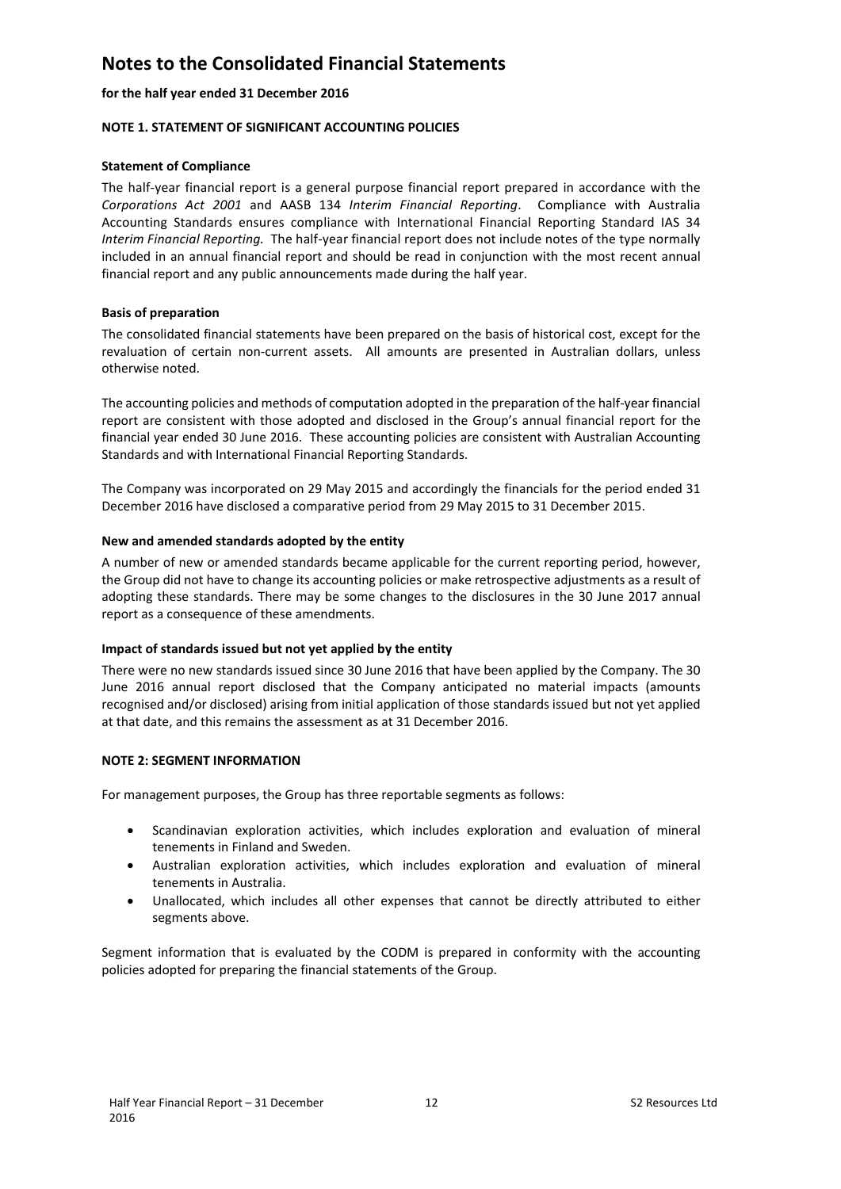# Notes to the Consolidated Financial Statements

**for the half year ended 31 December 2016**

**NOTE 1. STATEMENT OF SIGNIFICANT ACCOUNTING POLICIES**

**Statement of Compliance**

The half-year financial report is a general purpose financial report prepared in accordance with the *Corporations Act 2001* and AASB 134 *Interim Financial Reporting*. Compliance with Australia Accounting Standards ensures compliance with International Financial Reporting Standard IAS 34 *Interim Financial Reporting.* The half-year financial report does not include notes of the type normally included in an annual financial report and should be read in conjunction with the most recent annual financial report and any public announcements made during the half year.

**Basis of preparation**

The consolidated financial statements have been prepared on the basis of historical cost, except for the revaluation of certain non-current assets. All amounts are presented in Australian dollars, unless otherwise noted.

The accounting policies and methods of computation adopted in the preparation of the half-year financial report are consistent with those adopted and disclosed in the Group's annual financial report for the financial year ended 30 June 2016. These accounting policies are consistent with Australian Accounting Standards and with International Financial Reporting Standards.

The Company was incorporated on 29 May 2015 and accordingly the financials for the period ended 31 December 2016 have disclosed a comparative period from 29 May 2015 to 31 December 2015.

**New and amended standards adopted by the entity**

A number of new or amended standards became applicable for the current reporting period, however, the Group did not have to change its accounting policies or make retrospective adjustments as a result of adopting these standards. There may be some changes to the disclosures in the 30 June 2017 annual report as a consequence of these amendments.

**Impact of standards issued but not yet applied by the entity**

There were no new standards issued since 30 June 2016 that have been applied by the Company. The 30 June 2016 annual report disclosed that the Company anticipated no material impacts (amounts recognised and/or disclosed) arising from initial application of those standards issued but not yet applied at that date, and this remains the assessment as at 31 December 2016.

**NOTE 2: SEGMENT INFORMATION**

For management purposes, the Group has three reportable segments as follows:

- Scandinavian exploration activities, which includes exploration and evaluation of mineral tenements in Finland and Sweden.
- Australian exploration activities, which includes exploration and evaluation of mineral tenements in Australia.
- Unallocated, which includes all other expenses that cannot be directly attributed to either segments above.

Segment information that is evaluated by the CODM is prepared in conformity with the accounting policies adopted for preparing the financial statements of the Group.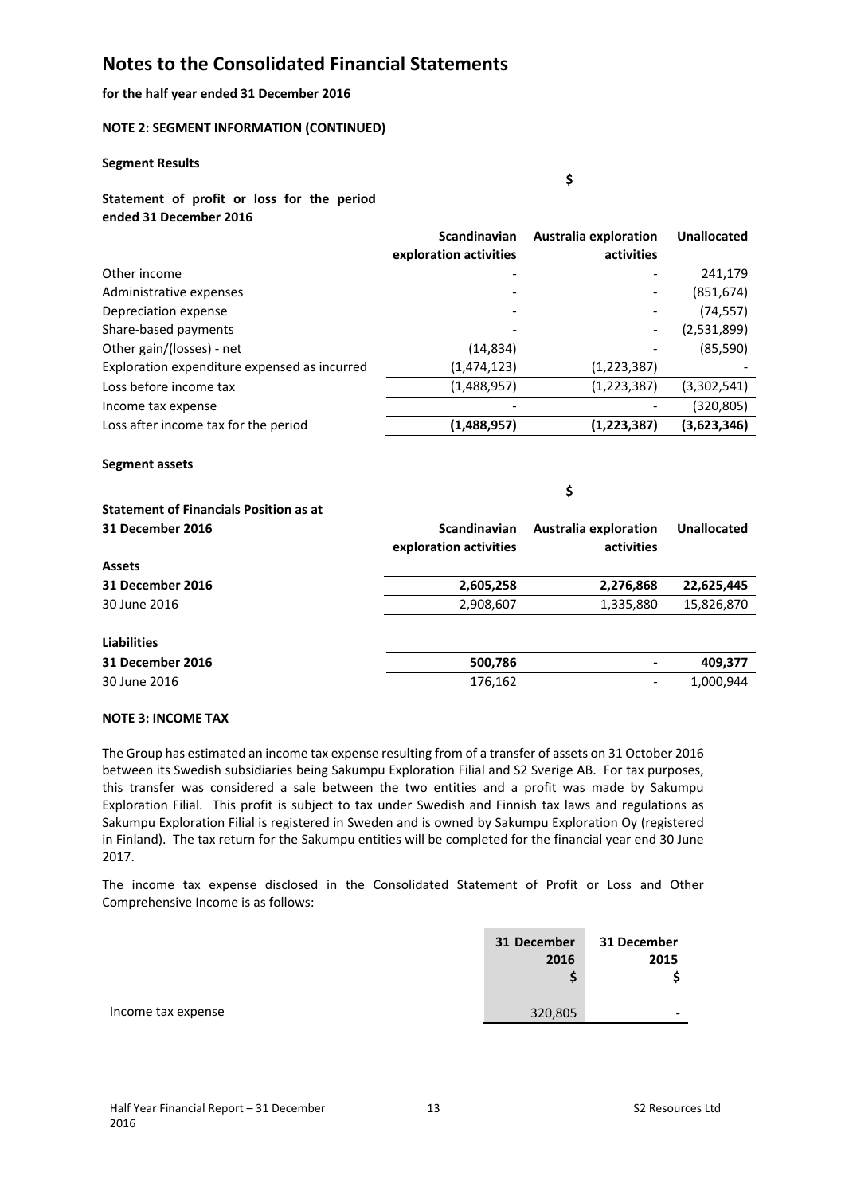# Notes to the Consolidated Financial Statements

**for the half year ended 31 December 2016**

**NOTE 2: SEGMENT INFORMATION (CONTINUED)**

**Segment Results**

| **Statement of profit or loss for the period ended 31 December 2016** | **Scandinavian exploration activities** | **Australia exploration activities** | **Unallocated** |
|---|---|---|---|
| | | **$** | |
| Other income | - | - | 241,179 |
| Administrative expenses | - | - | (851,674) |
| Depreciation expense | - | - | (74,557) |
| Share-based payments | - | - | (2,531,899) |
| Other gain/(losses) - net | (14,834) | - | (85,590) |
| Exploration expenditure expensed as incurred | (1,474,123) | (1,223,387) | - |
| Loss before income tax | (1,488,957) | (1,223,387) | (3,302,541) |
| Income tax expense | - | - | (320,805) |
| Loss after income tax for the period | **(1,488,957)** | **(1,223,387)** | **(3,623,346)** |

**Segment assets**

| **Statement of Financials Position as at 31 December 2016** | **Scandinavian exploration activities** | **Australia exploration activities** | **Unallocated** |
|---|---|---|---|
| | | **$** | |
| **Assets** | | | |
| **31 December 2016** | **2,605,258** | **2,276,868** | **22,625,445** |
| 30 June 2016 | 2,908,607 | 1,335,880 | 15,826,870 |
| **Liabilities** | | | |
| **31 December 2016** | **500,786** | **-** | **409,377** |
| 30 June 2016 | 176,162 | - | 1,000,944 |

**NOTE 3: INCOME TAX**

The Group has estimated an income tax expense resulting from of a transfer of assets on 31 October 2016 between its Swedish subsidiaries being Sakumpu Exploration Filial and S2 Sverige AB. For tax purposes, this transfer was considered a sale between the two entities and a profit was made by Sakumpu Exploration Filial. This profit is subject to tax under Swedish and Finnish tax laws and regulations as Sakumpu Exploration Filial is registered in Sweden and is owned by Sakumpu Exploration Oy (registered in Finland). The tax return for the Sakumpu entities will be completed for the financial year end 30 June 2017.

The income tax expense disclosed in the Consolidated Statement of Profit or Loss and Other Comprehensive Income is as follows:

| | **31 December 2016 $** | **31 December 2015 $** |
|---|---|---|
| Income tax expense | 320,805 | - |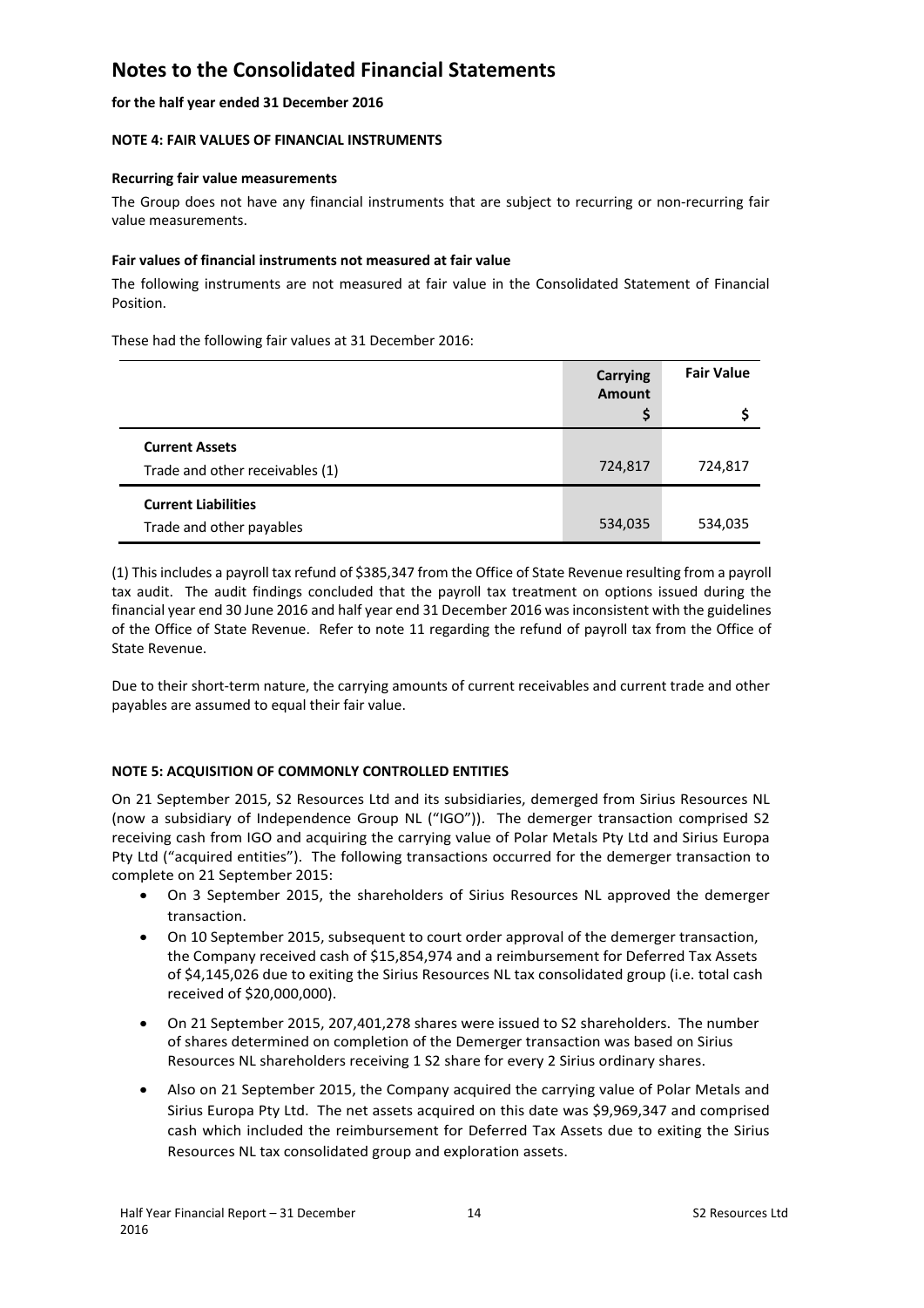# Notes to the Consolidated Financial Statements

**for the half year ended 31 December 2016**

**NOTE 4: FAIR VALUES OF FINANCIAL INSTRUMENTS**

**Recurring fair value measurements**

The Group does not have any financial instruments that are subject to recurring or non-recurring fair value measurements.

**Fair values of financial instruments not measured at fair value**

The following instruments are not measured at fair value in the Consolidated Statement of Financial Position.

These had the following fair values at 31 December 2016:

| | Carrying Amount $ | Fair Value $ |
|---|---|---|
| **Current Assets** | | |
| Trade and other receivables (1) | 724,817 | 724,817 |
| **Current Liabilities** | | |
| Trade and other payables | 534,035 | 534,035 |

(1) This includes a payroll tax refund of $385,347 from the Office of State Revenue resulting from a payroll tax audit. The audit findings concluded that the payroll tax treatment on options issued during the financial year end 30 June 2016 and half year end 31 December 2016 was inconsistent with the guidelines of the Office of State Revenue. Refer to note 11 regarding the refund of payroll tax from the Office of State Revenue.

Due to their short-term nature, the carrying amounts of current receivables and current trade and other payables are assumed to equal their fair value.

**NOTE 5: ACQUISITION OF COMMONLY CONTROLLED ENTITIES**

On 21 September 2015, S2 Resources Ltd and its subsidiaries, demerged from Sirius Resources NL (now a subsidiary of Independence Group NL ("IGO")). The demerger transaction comprised S2 receiving cash from IGO and acquiring the carrying value of Polar Metals Pty Ltd and Sirius Europa Pty Ltd ("acquired entities"). The following transactions occurred for the demerger transaction to complete on 21 September 2015:

- On 3 September 2015, the shareholders of Sirius Resources NL approved the demerger transaction.
- On 10 September 2015, subsequent to court order approval of the demerger transaction, the Company received cash of $15,854,974 and a reimbursement for Deferred Tax Assets of $4,145,026 due to exiting the Sirius Resources NL tax consolidated group (i.e. total cash received of $20,000,000).
- On 21 September 2015, 207,401,278 shares were issued to S2 shareholders. The number of shares determined on completion of the Demerger transaction was based on Sirius Resources NL shareholders receiving 1 S2 share for every 2 Sirius ordinary shares.
- Also on 21 September 2015, the Company acquired the carrying value of Polar Metals and Sirius Europa Pty Ltd. The net assets acquired on this date was $9,969,347 and comprised cash which included the reimbursement for Deferred Tax Assets due to exiting the Sirius Resources NL tax consolidated group and exploration assets.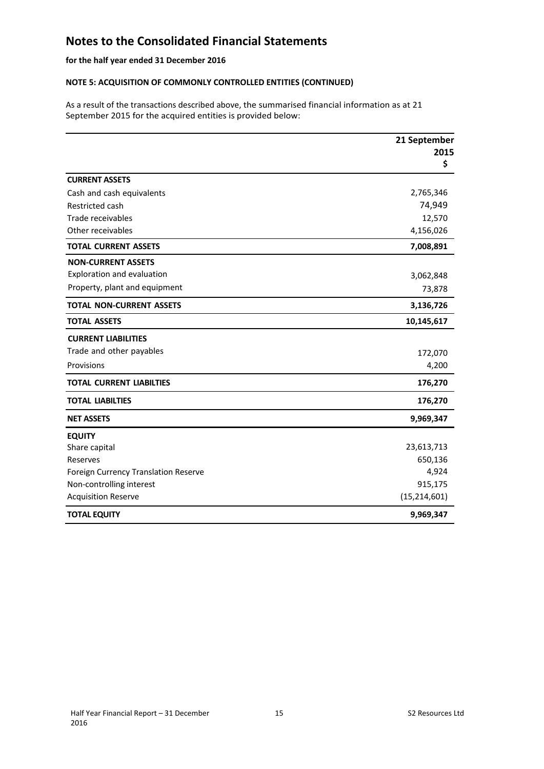# Notes to the Consolidated Financial Statements

**for the half year ended 31 December 2016**

**NOTE 5: ACQUISITION OF COMMONLY CONTROLLED ENTITIES (CONTINUED)**

As a result of the transactions described above, the summarised financial information as at 21 September 2015 for the acquired entities is provided below:

| | 21 September 2015 $ |
|---|---|
| **CURRENT ASSETS** | |
| Cash and cash equivalents | 2,765,346 |
| Restricted cash | 74,949 |
| Trade receivables | 12,570 |
| Other receivables | 4,156,026 |
| **TOTAL CURRENT ASSETS** | **7,008,891** |
| **NON-CURRENT ASSETS** | |
| Exploration and evaluation | 3,062,848 |
| Property, plant and equipment | 73,878 |
| **TOTAL NON-CURRENT ASSETS** | **3,136,726** |
| **TOTAL ASSETS** | **10,145,617** |
| **CURRENT LIABILITIES** | |
| Trade and other payables | 172,070 |
| Provisions | 4,200 |
| **TOTAL CURRENT LIABILTIES** | **176,270** |
| **TOTAL LIABILTIES** | **176,270** |
| **NET ASSETS** | **9,969,347** |
| **EQUITY** | |
| Share capital | 23,613,713 |
| Reserves | 650,136 |
| Foreign Currency Translation Reserve | 4,924 |
| Non-controlling interest | 915,175 |
| Acquisition Reserve | (15,214,601) |
| **TOTAL EQUITY** | **9,969,347** |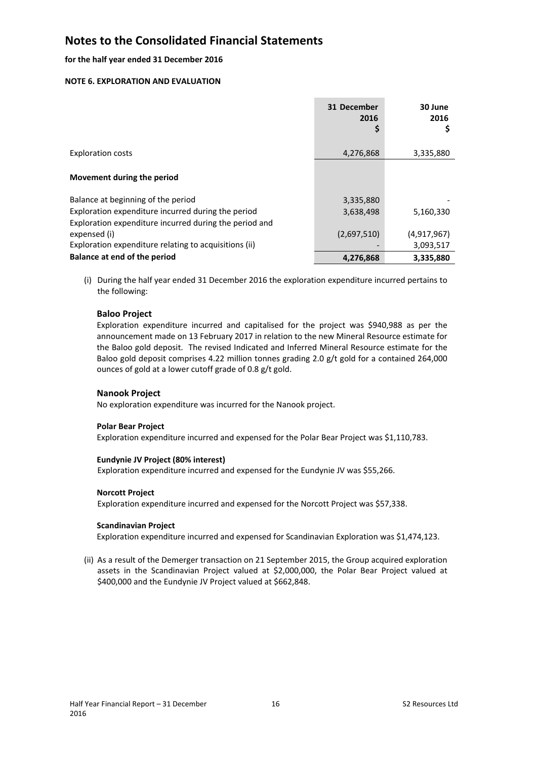# Notes to the Consolidated Financial Statements

**for the half year ended 31 December 2016**

**NOTE 6. EXPLORATION AND EVALUATION**

| | 31 December 2016 $ | 30 June 2016 $ |
|---|---|---|
| Exploration costs | 4,276,868 | 3,335,880 |
| **Movement during the period** | | |
| Balance at beginning of the period | 3,335,880 | - |
| Exploration expenditure incurred during the period | 3,638,498 | 5,160,330 |
| Exploration expenditure incurred during the period and expensed (i) | (2,697,510) | (4,917,967) |
| Exploration expenditure relating to acquisitions (ii) | - | 3,093,517 |
| **Balance at end of the period** | **4,276,868** | **3,335,880** |

(i) During the half year ended 31 December 2016 the exploration expenditure incurred pertains to the following:

**Baloo Project**

Exploration expenditure incurred and capitalised for the project was $940,988 as per the announcement made on 13 February 2017 in relation to the new Mineral Resource estimate for the Baloo gold deposit. The revised Indicated and Inferred Mineral Resource estimate for the Baloo gold deposit comprises 4.22 million tonnes grading 2.0 g/t gold for a contained 264,000 ounces of gold at a lower cutoff grade of 0.8 g/t gold.

**Nanook Project**

No exploration expenditure was incurred for the Nanook project.

**Polar Bear Project**

Exploration expenditure incurred and expensed for the Polar Bear Project was $1,110,783.

**Eundynie JV Project (80% interest)**

Exploration expenditure incurred and expensed for the Eundynie JV was $55,266.

**Norcott Project**

Exploration expenditure incurred and expensed for the Norcott Project was $57,338.

**Scandinavian Project**

Exploration expenditure incurred and expensed for Scandinavian Exploration was $1,474,123.

(ii) As a result of the Demerger transaction on 21 September 2015, the Group acquired exploration assets in the Scandinavian Project valued at $2,000,000, the Polar Bear Project valued at $400,000 and the Eundynie JV Project valued at $662,848.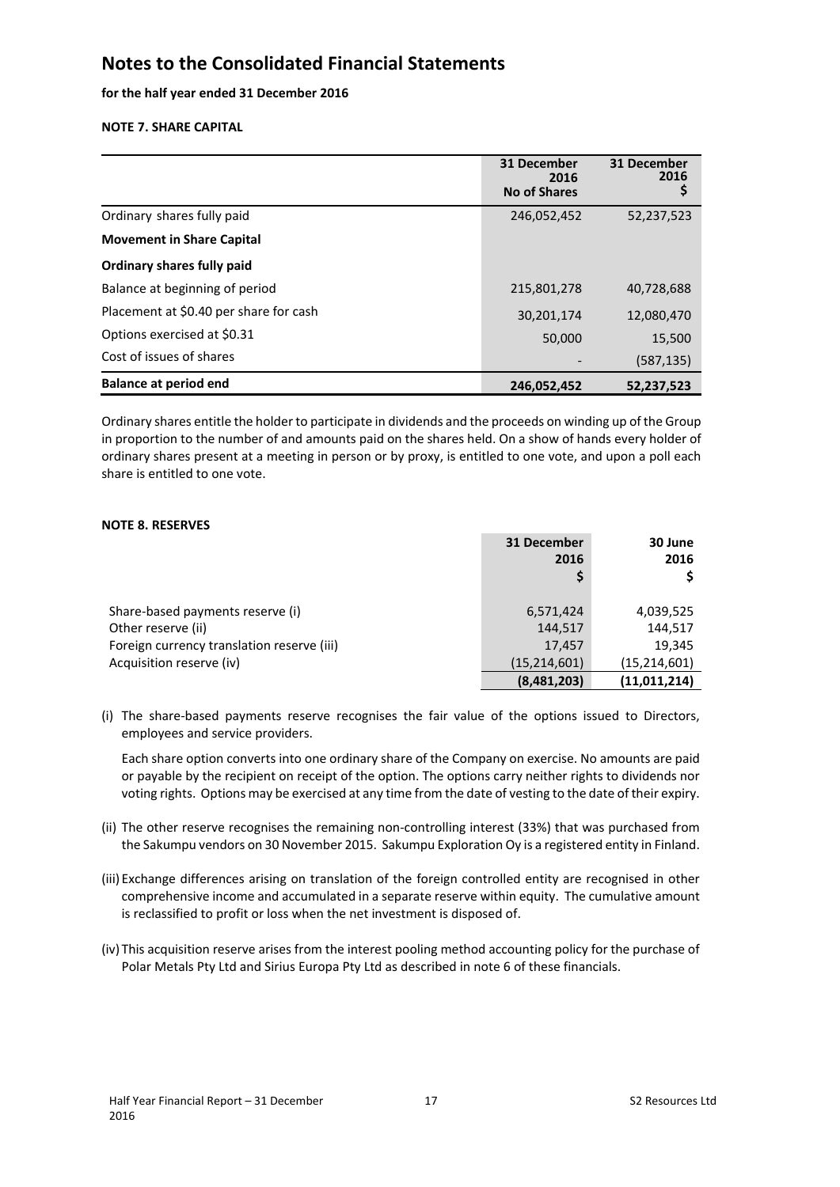# Notes to the Consolidated Financial Statements

**for the half year ended 31 December 2016**

**NOTE 7. SHARE CAPITAL**

| | 31 December 2016 No of Shares | 31 December 2016 $ |
|---|---|---|
| Ordinary shares fully paid | 246,052,452 | 52,237,523 |
| **Movement in Share Capital** | | |
| **Ordinary shares fully paid** | | |
| Balance at beginning of period | 215,801,278 | 40,728,688 |
| Placement at $0.40 per share for cash | 30,201,174 | 12,080,470 |
| Options exercised at $0.31 | 50,000 | 15,500 |
| Cost of issues of shares | - | (587,135) |
| **Balance at period end** | **246,052,452** | **52,237,523** |

Ordinary shares entitle the holder to participate in dividends and the proceeds on winding up of the Group in proportion to the number of and amounts paid on the shares held. On a show of hands every holder of ordinary shares present at a meeting in person or by proxy, is entitled to one vote, and upon a poll each share is entitled to one vote.

**NOTE 8. RESERVES**

| | 31 December 2016 $ | 30 June 2016 $ |
|---|---|---|
| Share-based payments reserve (i) | 6,571,424 | 4,039,525 |
| Other reserve (ii) | 144,517 | 144,517 |
| Foreign currency translation reserve (iii) | 17,457 | 19,345 |
| Acquisition reserve (iv) | (15,214,601) | (15,214,601) |
| | **(8,481,203)** | **(11,011,214)** |

(i) The share-based payments reserve recognises the fair value of the options issued to Directors, employees and service providers.

Each share option converts into one ordinary share of the Company on exercise. No amounts are paid or payable by the recipient on receipt of the option. The options carry neither rights to dividends nor voting rights. Options may be exercised at any time from the date of vesting to the date of their expiry.

(ii) The other reserve recognises the remaining non-controlling interest (33%) that was purchased from the Sakumpu vendors on 30 November 2015. Sakumpu Exploration Oy is a registered entity in Finland.

(iii) Exchange differences arising on translation of the foreign controlled entity are recognised in other comprehensive income and accumulated in a separate reserve within equity. The cumulative amount is reclassified to profit or loss when the net investment is disposed of.

(iv) This acquisition reserve arises from the interest pooling method accounting policy for the purchase of Polar Metals Pty Ltd and Sirius Europa Pty Ltd as described in note 6 of these financials.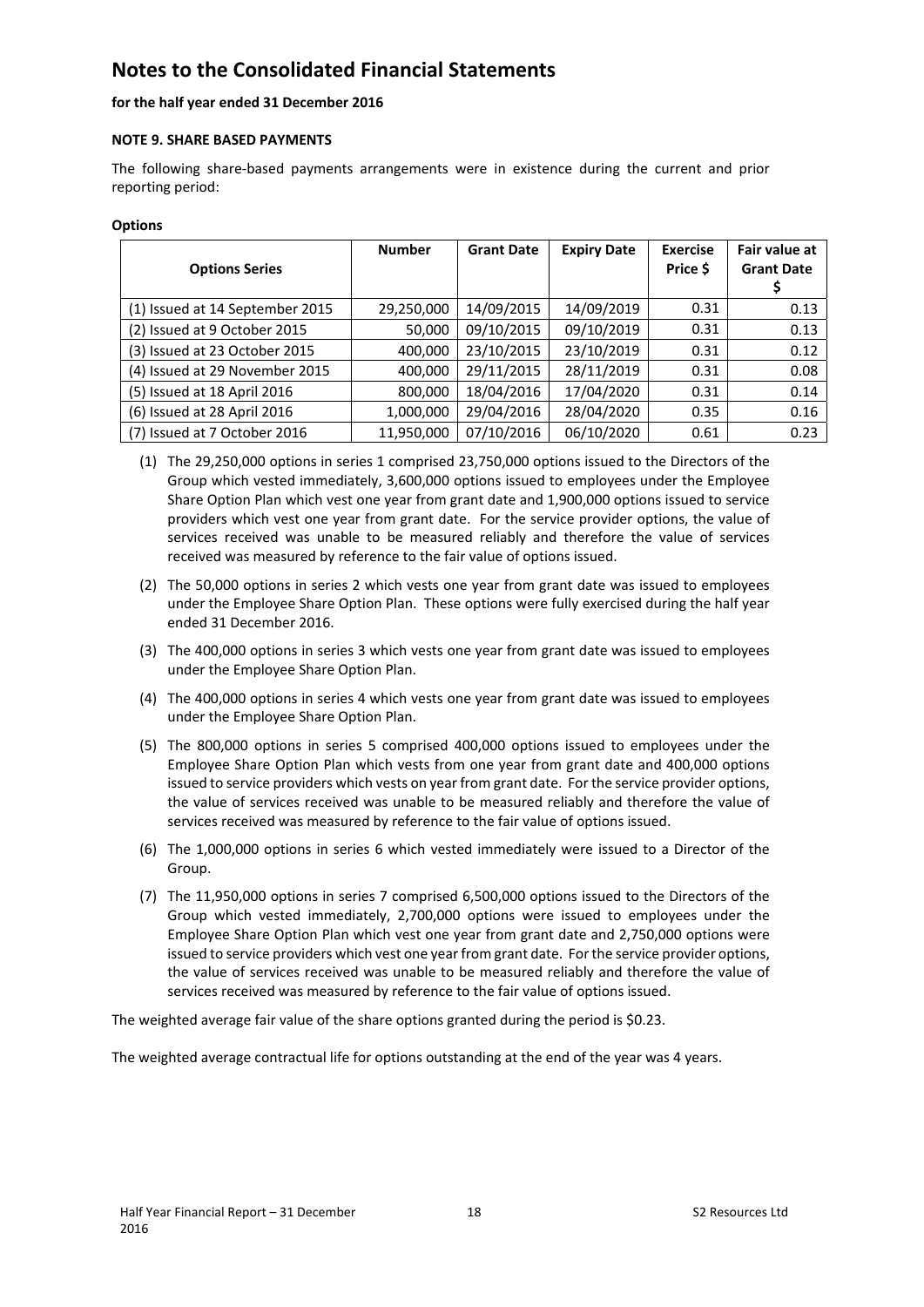# Notes to the Consolidated Financial Statements

**for the half year ended 31 December 2016**

**NOTE 9. SHARE BASED PAYMENTS**

The following share-based payments arrangements were in existence during the current and prior reporting period:

**Options**

| Options Series | Number | Grant Date | Expiry Date | Exercise Price $ | Fair value at Grant Date $ |
|---|---|---|---|---|---|
| (1) Issued at 14 September 2015 | 29,250,000 | 14/09/2015 | 14/09/2019 | 0.31 | 0.13 |
| (2) Issued at 9 October 2015 | 50,000 | 09/10/2015 | 09/10/2019 | 0.31 | 0.13 |
| (3) Issued at 23 October 2015 | 400,000 | 23/10/2015 | 23/10/2019 | 0.31 | 0.12 |
| (4) Issued at 29 November 2015 | 400,000 | 29/11/2015 | 28/11/2019 | 0.31 | 0.08 |
| (5) Issued at 18 April 2016 | 800,000 | 18/04/2016 | 17/04/2020 | 0.31 | 0.14 |
| (6) Issued at 28 April 2016 | 1,000,000 | 29/04/2016 | 28/04/2020 | 0.35 | 0.16 |
| (7) Issued at 7 October 2016 | 11,950,000 | 07/10/2016 | 06/10/2020 | 0.61 | 0.23 |

(1) The 29,250,000 options in series 1 comprised 23,750,000 options issued to the Directors of the Group which vested immediately, 3,600,000 options issued to employees under the Employee Share Option Plan which vest one year from grant date and 1,900,000 options issued to service providers which vest one year from grant date. For the service provider options, the value of services received was unable to be measured reliably and therefore the value of services received was measured by reference to the fair value of options issued.

(2) The 50,000 options in series 2 which vests one year from grant date was issued to employees under the Employee Share Option Plan. These options were fully exercised during the half year ended 31 December 2016.

(3) The 400,000 options in series 3 which vests one year from grant date was issued to employees under the Employee Share Option Plan.

(4) The 400,000 options in series 4 which vests one year from grant date was issued to employees under the Employee Share Option Plan.

(5) The 800,000 options in series 5 comprised 400,000 options issued to employees under the Employee Share Option Plan which vests from one year from grant date and 400,000 options issued to service providers which vests on year from grant date. For the service provider options, the value of services received was unable to be measured reliably and therefore the value of services received was measured by reference to the fair value of options issued.

(6) The 1,000,000 options in series 6 which vested immediately were issued to a Director of the Group.

(7) The 11,950,000 options in series 7 comprised 6,500,000 options issued to the Directors of the Group which vested immediately, 2,700,000 options were issued to employees under the Employee Share Option Plan which vest one year from grant date and 2,750,000 options were issued to service providers which vest one year from grant date. For the service provider options, the value of services received was unable to be measured reliably and therefore the value of services received was measured by reference to the fair value of options issued.

The weighted average fair value of the share options granted during the period is $0.23.

The weighted average contractual life for options outstanding at the end of the year was 4 years.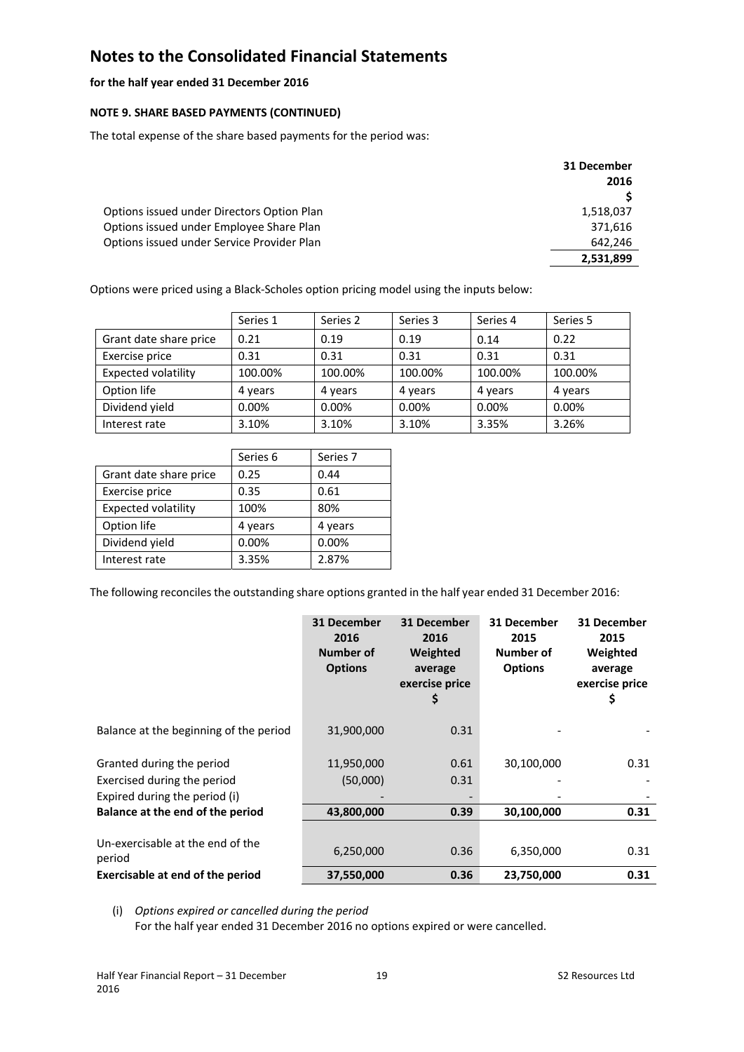# Notes to the Consolidated Financial Statements

**for the half year ended 31 December 2016**

**NOTE 9. SHARE BASED PAYMENTS (CONTINUED)**

The total expense of the share based payments for the period was:

| | 31 December 2016 $ |
|---|---|
| Options issued under Directors Option Plan | 1,518,037 |
| Options issued under Employee Share Plan | 371,616 |
| Options issued under Service Provider Plan | 642,246 |
| | **2,531,899** |

Options were priced using a Black-Scholes option pricing model using the inputs below:

| | Series 1 | Series 2 | Series 3 | Series 4 | Series 5 |
|---|---|---|---|---|---|
| Grant date share price | 0.21 | 0.19 | 0.19 | 0.14 | 0.22 |
| Exercise price | 0.31 | 0.31 | 0.31 | 0.31 | 0.31 |
| Expected volatility | 100.00% | 100.00% | 100.00% | 100.00% | 100.00% |
| Option life | 4 years | 4 years | 4 years | 4 years | 4 years |
| Dividend yield | 0.00% | 0.00% | 0.00% | 0.00% | 0.00% |
| Interest rate | 3.10% | 3.10% | 3.10% | 3.35% | 3.26% |

| | Series 6 | Series 7 |
|---|---|---|
| Grant date share price | 0.25 | 0.44 |
| Exercise price | 0.35 | 0.61 |
| Expected volatility | 100% | 80% |
| Option life | 4 years | 4 years |
| Dividend yield | 0.00% | 0.00% |
| Interest rate | 3.35% | 2.87% |

The following reconciles the outstanding share options granted in the half year ended 31 December 2016:

| | 31 December 2016 Number of Options | 31 December 2016 Weighted average exercise price $ | 31 December 2015 Number of Options | 31 December 2015 Weighted average exercise price $ |
|---|---|---|---|---|
| Balance at the beginning of the period | 31,900,000 | 0.31 | - | - |
| Granted during the period | 11,950,000 | 0.61 | 30,100,000 | 0.31 |
| Exercised during the period | (50,000) | 0.31 | - | - |
| Expired during the period (i) | - | - | - | - |
| **Balance at the end of the period** | **43,800,000** | **0.39** | **30,100,000** | **0.31** |
| Un-exercisable at the end of the period | 6,250,000 | 0.36 | 6,350,000 | 0.31 |
| **Exercisable at end of the period** | **37,550,000** | **0.36** | **23,750,000** | **0.31** |

(i) *Options expired or cancelled during the period*
For the half year ended 31 December 2016 no options expired or were cancelled.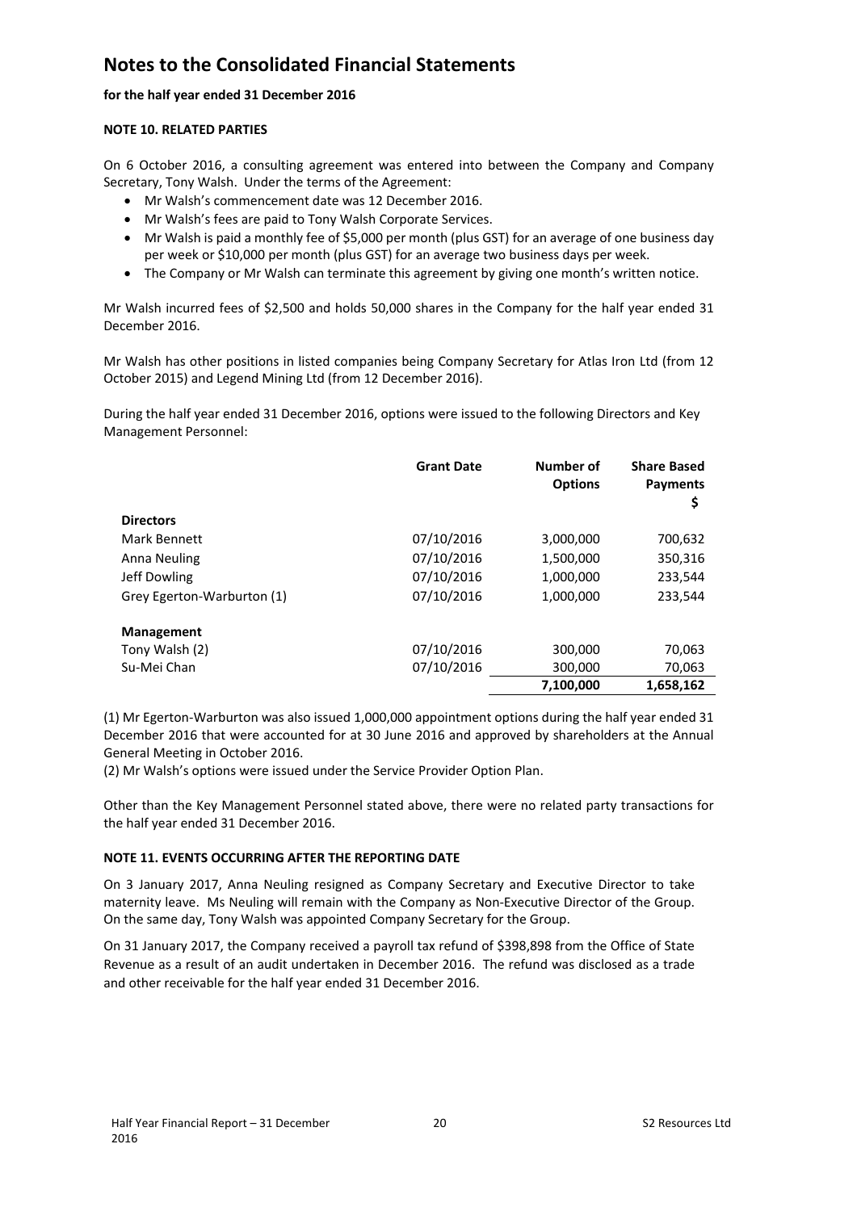# Notes to the Consolidated Financial Statements

**for the half year ended 31 December 2016**

**NOTE 10. RELATED PARTIES**

On 6 October 2016, a consulting agreement was entered into between the Company and Company Secretary, Tony Walsh. Under the terms of the Agreement:

- Mr Walsh's commencement date was 12 December 2016.
- Mr Walsh's fees are paid to Tony Walsh Corporate Services.
- Mr Walsh is paid a monthly fee of $5,000 per month (plus GST) for an average of one business day per week or $10,000 per month (plus GST) for an average two business days per week.
- The Company or Mr Walsh can terminate this agreement by giving one month's written notice.

Mr Walsh incurred fees of $2,500 and holds 50,000 shares in the Company for the half year ended 31 December 2016.

Mr Walsh has other positions in listed companies being Company Secretary for Atlas Iron Ltd (from 12 October 2015) and Legend Mining Ltd (from 12 December 2016).

During the half year ended 31 December 2016, options were issued to the following Directors and Key Management Personnel:

| | Grant Date | Number of Options | Share Based Payments $ |
|---|---|---|---|
| **Directors** | | | |
| Mark Bennett | 07/10/2016 | 3,000,000 | 700,632 |
| Anna Neuling | 07/10/2016 | 1,500,000 | 350,316 |
| Jeff Dowling | 07/10/2016 | 1,000,000 | 233,544 |
| Grey Egerton-Warburton (1) | 07/10/2016 | 1,000,000 | 233,544 |
| **Management** | | | |
| Tony Walsh (2) | 07/10/2016 | 300,000 | 70,063 |
| Su-Mei Chan | 07/10/2016 | 300,000 | 70,063 |
| | | **7,100,000** | **1,658,162** |

(1) Mr Egerton-Warburton was also issued 1,000,000 appointment options during the half year ended 31 December 2016 that were accounted for at 30 June 2016 and approved by shareholders at the Annual General Meeting in October 2016.
(2) Mr Walsh's options were issued under the Service Provider Option Plan.

Other than the Key Management Personnel stated above, there were no related party transactions for the half year ended 31 December 2016.

**NOTE 11. EVENTS OCCURRING AFTER THE REPORTING DATE**

On 3 January 2017, Anna Neuling resigned as Company Secretary and Executive Director to take maternity leave. Ms Neuling will remain with the Company as Non-Executive Director of the Group. On the same day, Tony Walsh was appointed Company Secretary for the Group.

On 31 January 2017, the Company received a payroll tax refund of $398,898 from the Office of State Revenue as a result of an audit undertaken in December 2016. The refund was disclosed as a trade and other receivable for the half year ended 31 December 2016.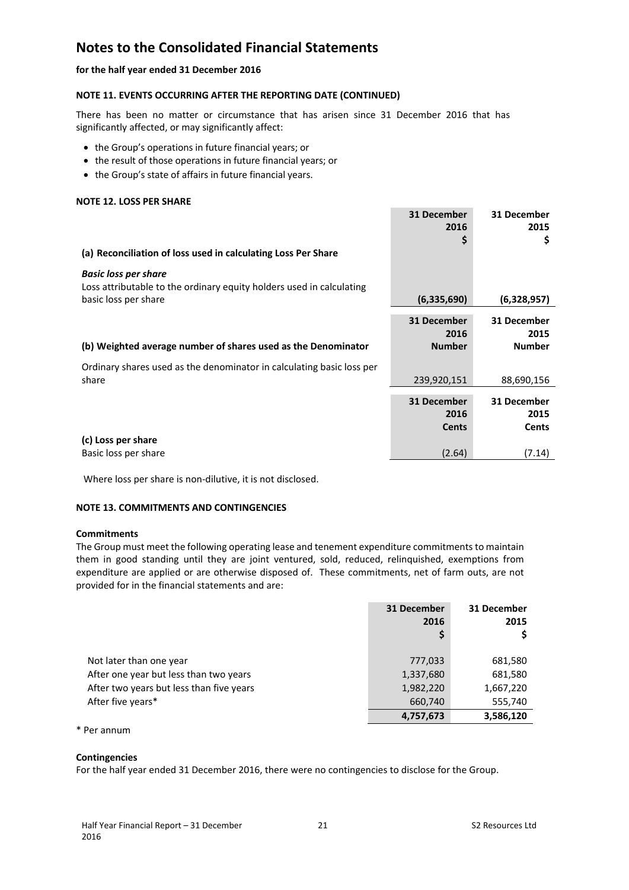# Notes to the Consolidated Financial Statements

**for the half year ended 31 December 2016**

**NOTE 11. EVENTS OCCURRING AFTER THE REPORTING DATE (CONTINUED)**

There has been no matter or circumstance that has arisen since 31 December 2016 that has significantly affected, or may significantly affect:

- the Group's operations in future financial years; or
- the result of those operations in future financial years; or
- the Group's state of affairs in future financial years.

**NOTE 12. LOSS PER SHARE**

| | 31 December 2016 $ | 31 December 2015 $ |
|---|---|---|
| **(a) Reconciliation of loss used in calculating Loss Per Share** | | |
| ***Basic loss per share*** | | |
| Loss attributable to the ordinary equity holders used in calculating basic loss per share | **(6,335,690)** | **(6,328,957)** |

| | 31 December 2016 Number | 31 December 2015 Number |
|---|---|---|
| **(b) Weighted average number of shares used as the Denominator** | | |
| Ordinary shares used as the denominator in calculating basic loss per share | 239,920,151 | 88,690,156 |

| | 31 December 2016 Cents | 31 December 2015 Cents |
|---|---|---|
| **(c) Loss per share** | | |
| Basic loss per share | (2.64) | (7.14) |

Where loss per share is non-dilutive, it is not disclosed.

**NOTE 13. COMMITMENTS AND CONTINGENCIES**

**Commitments**

The Group must meet the following operating lease and tenement expenditure commitments to maintain them in good standing until they are joint ventured, sold, reduced, relinquished, exemptions from expenditure are applied or are otherwise disposed of. These commitments, net of farm outs, are not provided for in the financial statements and are:

| | 31 December 2016 $ | 31 December 2015 $ |
|---|---|---|
| Not later than one year | 777,033 | 681,580 |
| After one year but less than two years | 1,337,680 | 681,580 |
| After two years but less than five years | 1,982,220 | 1,667,220 |
| After five years* | 660,740 | 555,740 |
| | **4,757,673** | **3,586,120** |

\* Per annum

**Contingencies**

For the half year ended 31 December 2016, there were no contingencies to disclose for the Group.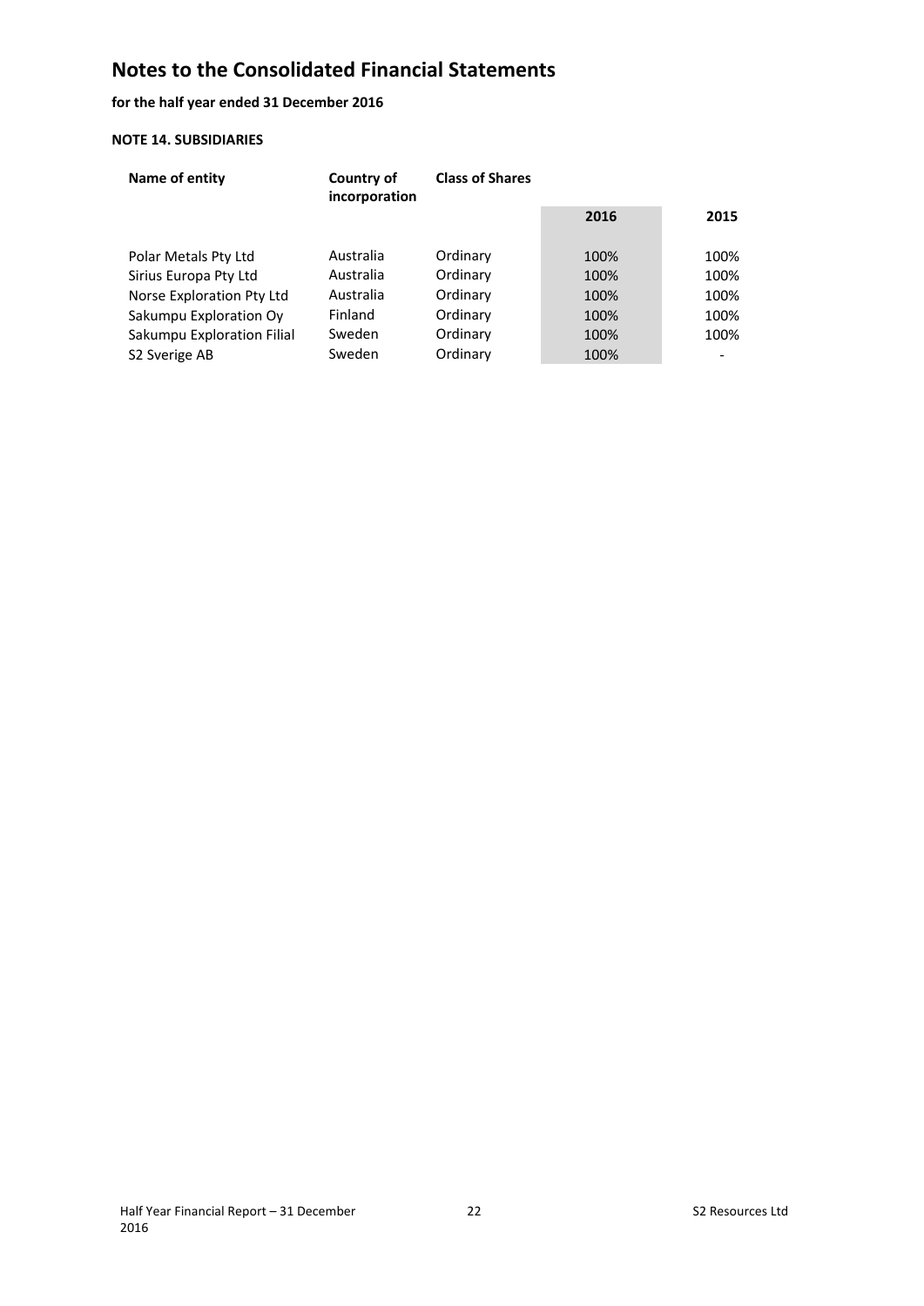# Notes to the Consolidated Financial Statements

**for the half year ended 31 December 2016**

**NOTE 14. SUBSIDIARIES**

| Name of entity | Country of incorporation | Class of Shares | 2016 | 2015 |
|---|---|---|---|---|
| Polar Metals Pty Ltd | Australia | Ordinary | 100% | 100% |
| Sirius Europa Pty Ltd | Australia | Ordinary | 100% | 100% |
| Norse Exploration Pty Ltd | Australia | Ordinary | 100% | 100% |
| Sakumpu Exploration Oy | Finland | Ordinary | 100% | 100% |
| Sakumpu Exploration Filial | Sweden | Ordinary | 100% | 100% |
| S2 Sverige AB | Sweden | Ordinary | 100% | - |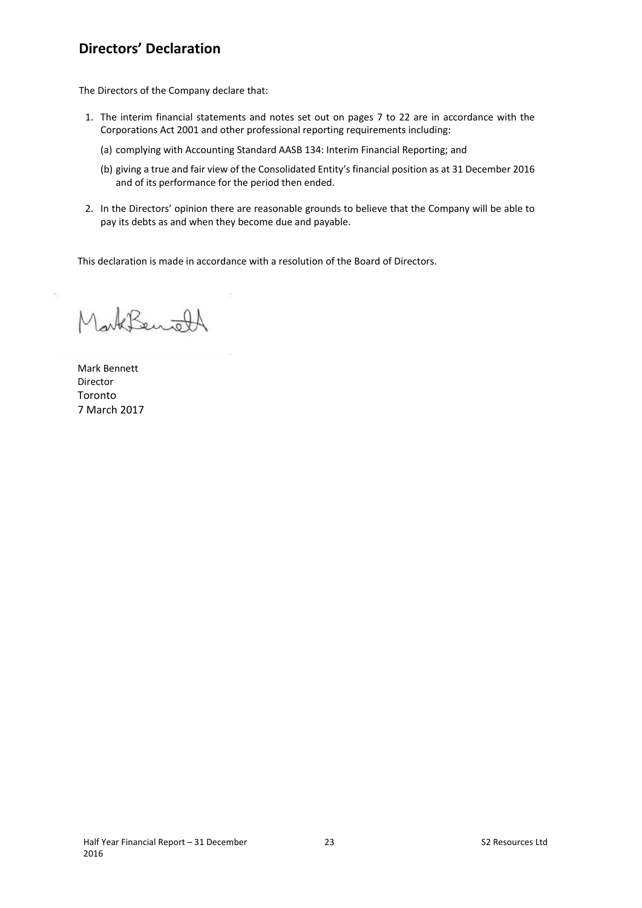## Directors' Declaration

The Directors of the Company declare that:

1. The interim financial statements and notes set out on pages 7 to 22 are in accordance with the Corporations Act 2001 and other professional reporting requirements including:

   (a) complying with Accounting Standard AASB 134: Interim Financial Reporting; and

   (b) giving a true and fair view of the Consolidated Entity's financial position as at 31 December 2016 and of its performance for the period then ended.

2. In the Directors' opinion there are reasonable grounds to believe that the Company will be able to pay its debts as and when they become due and payable.

This declaration is made in accordance with a resolution of the Board of Directors.

Mark Bennett
Director
Toronto
7 March 2017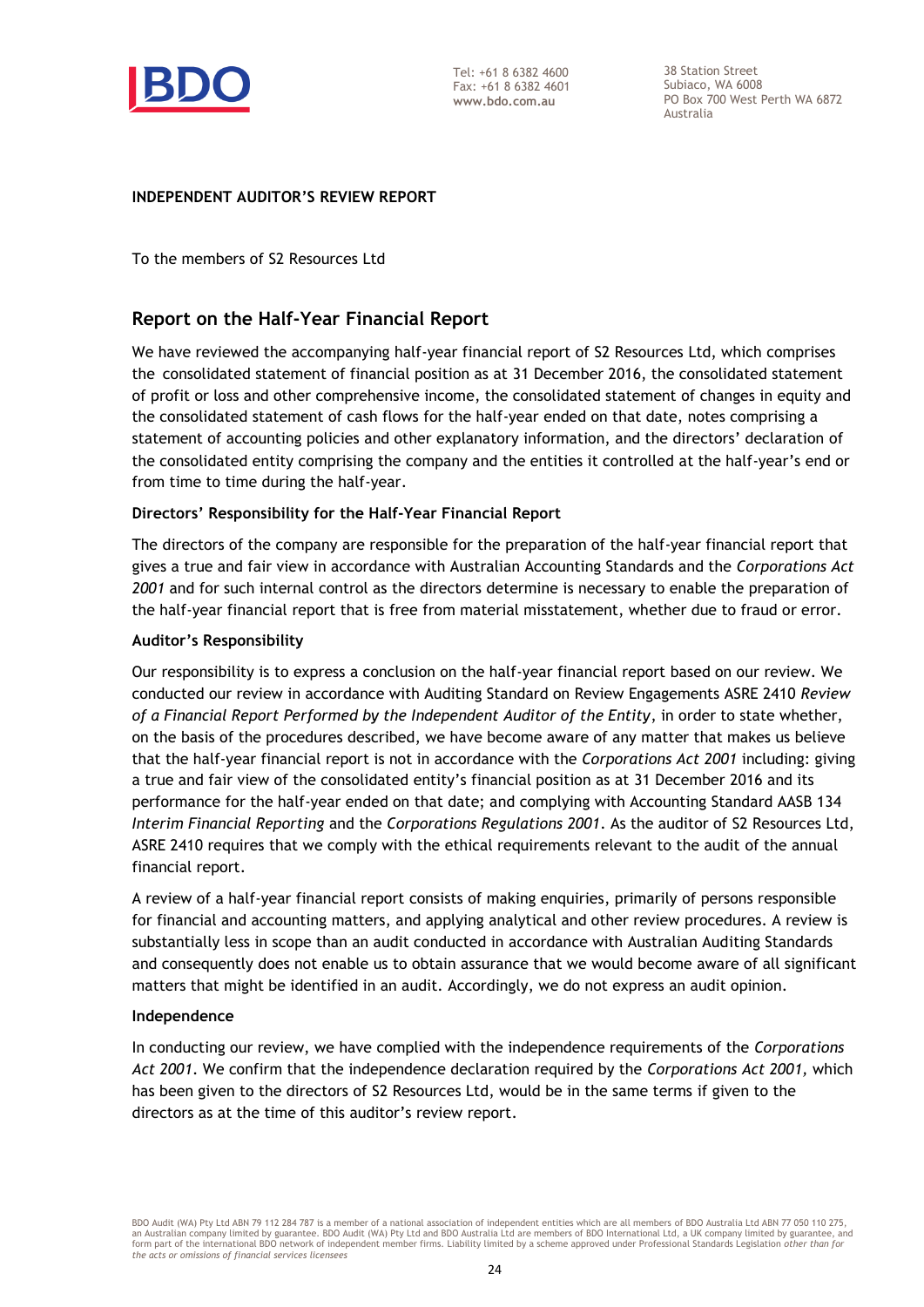Tel: +61 8 6382 4600
Fax: +61 8 6382 4601
**www.bdo.com.au**

38 Station Street
Subiaco, WA 6008
PO Box 700 West Perth WA 6872
Australia

**INDEPENDENT AUDITOR'S REVIEW REPORT**

To the members of S2 Resources Ltd

## Report on the Half-Year Financial Report

We have reviewed the accompanying half-year financial report of S2 Resources Ltd, which comprises the consolidated statement of financial position as at 31 December 2016, the consolidated statement of profit or loss and other comprehensive income, the consolidated statement of changes in equity and the consolidated statement of cash flows for the half-year ended on that date, notes comprising a statement of accounting policies and other explanatory information, and the directors' declaration of the consolidated entity comprising the company and the entities it controlled at the half-year's end or from time to time during the half-year.

### Directors' Responsibility for the Half-Year Financial Report

The directors of the company are responsible for the preparation of the half-year financial report that gives a true and fair view in accordance with Australian Accounting Standards and the *Corporations Act 2001* and for such internal control as the directors determine is necessary to enable the preparation of the half-year financial report that is free from material misstatement, whether due to fraud or error.

### Auditor's Responsibility

Our responsibility is to express a conclusion on the half-year financial report based on our review. We conducted our review in accordance with Auditing Standard on Review Engagements ASRE 2410 *Review of a Financial Report Performed by the Independent Auditor of the Entity*, in order to state whether, on the basis of the procedures described, we have become aware of any matter that makes us believe that the half-year financial report is not in accordance with the *Corporations Act 2001* including: giving a true and fair view of the consolidated entity's financial position as at 31 December 2016 and its performance for the half-year ended on that date; and complying with Accounting Standard AASB 134 *Interim Financial Reporting* and the *Corporations Regulations 2001*. As the auditor of S2 Resources Ltd, ASRE 2410 requires that we comply with the ethical requirements relevant to the audit of the annual financial report.

A review of a half-year financial report consists of making enquiries, primarily of persons responsible for financial and accounting matters, and applying analytical and other review procedures. A review is substantially less in scope than an audit conducted in accordance with Australian Auditing Standards and consequently does not enable us to obtain assurance that we would become aware of all significant matters that might be identified in an audit. Accordingly, we do not express an audit opinion.

### Independence

In conducting our review, we have complied with the independence requirements of the *Corporations Act 2001*. We confirm that the independence declaration required by the *Corporations Act 2001*, which has been given to the directors of S2 Resources Ltd, would be in the same terms if given to the directors as at the time of this auditor's review report.

BDO Audit (WA) Pty Ltd ABN 79 112 284 787 is a member of a national association of independent entities which are all members of BDO Australia Ltd ABN 77 050 110 275, an Australian company limited by guarantee. BDO Audit (WA) Pty Ltd and BDO Australia Ltd are members of BDO International Ltd, a UK company limited by guarantee, and form part of the international BDO network of independent member firms. Liability limited by a scheme approved under Professional Standards Legislation *other than for the acts or omissions of financial services licensees*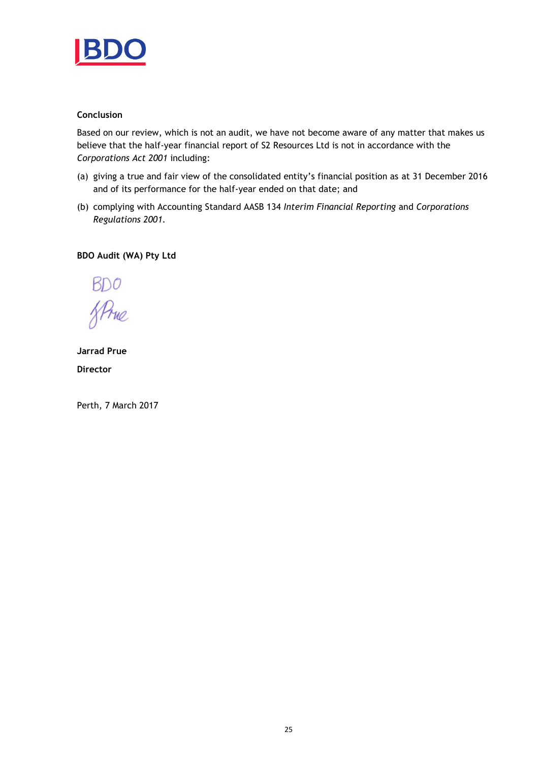**Conclusion**

Based on our review, which is not an audit, we have not become aware of any matter that makes us believe that the half-year financial report of S2 Resources Ltd is not in accordance with the *Corporations Act 2001* including:

(a) giving a true and fair view of the consolidated entity's financial position as at 31 December 2016 and of its performance for the half-year ended on that date; and

(b) complying with Accounting Standard AASB 134 *Interim Financial Reporting* and *Corporations Regulations 2001*.

**BDO Audit (WA) Pty Ltd**

BDO

J Prue

**Jarrad Prue**

**Director**

Perth, 7 March 2017